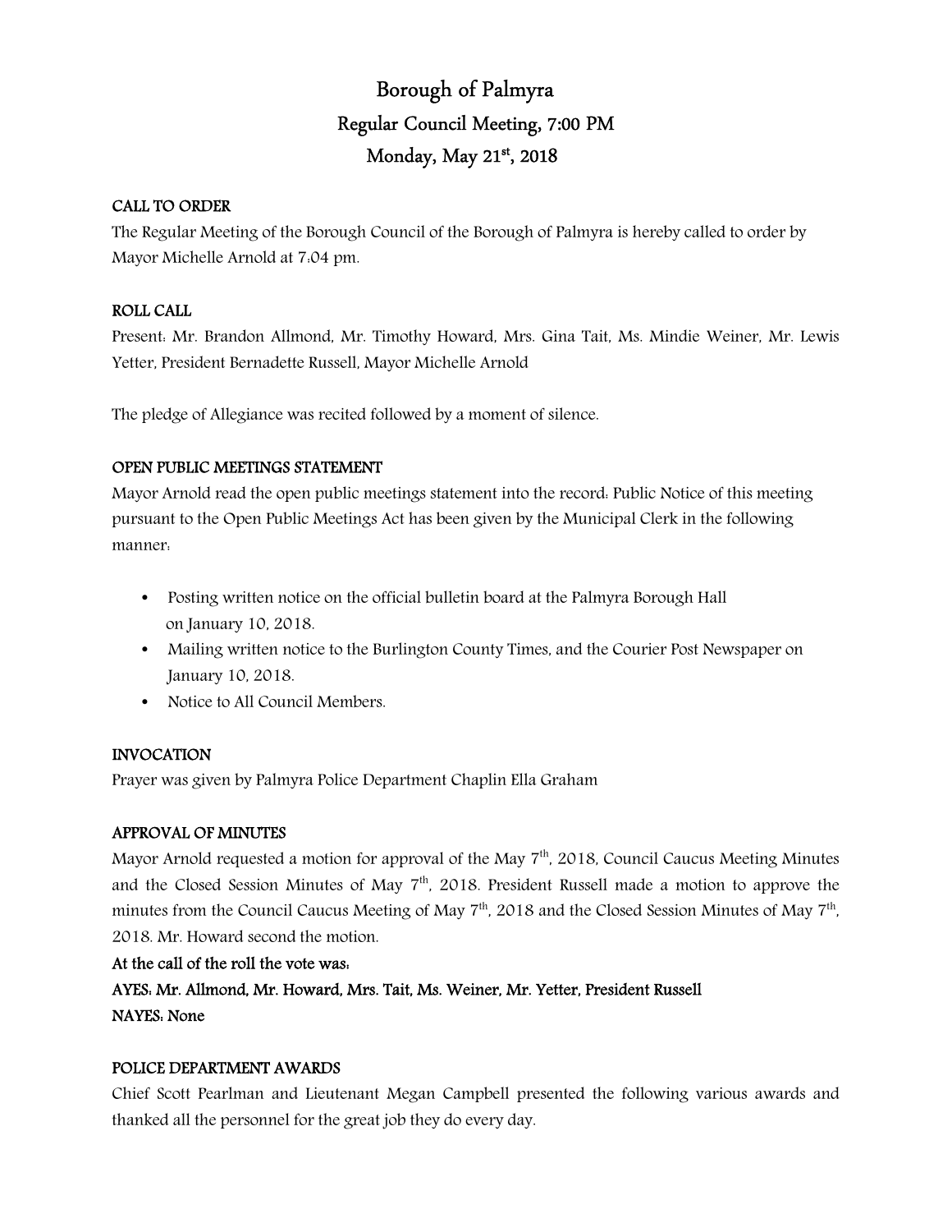# Borough of Palmyra

## Regular Council Meeting, 7:00 PM

## Monday, May 21st, 2018

**CALL TO ORDER**

The Regular Meeting of the Borough Council of the Borough of Palmyra is hereby called to order by Mayor Michelle Arnold at 7:04 pm.

**ROLL CALL**

Present: Mr. Brandon Allmond, Mr. Timothy Howard, Mrs. Gina Tait, Ms. Mindie Weiner, Mr. Lewis Yetter, President Bernadette Russell, Mayor Michelle Arnold

The pledge of Allegiance was recited followed by a moment of silence.

**OPEN PUBLIC MEETINGS STATEMENT**

Mayor Arnold read the open public meetings statement into the record: Public Notice of this meeting pursuant to the Open Public Meetings Act has been given by the Municipal Clerk in the following manner:

- Posting written notice on the official bulletin board at the Palmyra Borough Hall on January 10, 2018.
- Mailing written notice to the Burlington County Times, and the Courier Post Newspaper on January 10, 2018.
- Notice to All Council Members.

**INVOCATION**

Prayer was given by Palmyra Police Department Chaplin Ella Graham

**APPROVAL OF MINUTES**

Mayor Arnold requested a motion for approval of the May 7th, 2018, Council Caucus Meeting Minutes and the Closed Session Minutes of May 7th, 2018. President Russell made a motion to approve the minutes from the Council Caucus Meeting of May 7th, 2018 and the Closed Session Minutes of May 7th, 2018. Mr. Howard second the motion.

**At the call of the roll the vote was:**

**AYES: Mr. Allmond, Mr. Howard, Mrs. Tait, Ms. Weiner, Mr. Yetter, President Russell**

**NAYES: None**

**POLICE DEPARTMENT AWARDS**

Chief Scott Pearlman and Lieutenant Megan Campbell presented the following various awards and thanked all the personnel for the great job they do every day.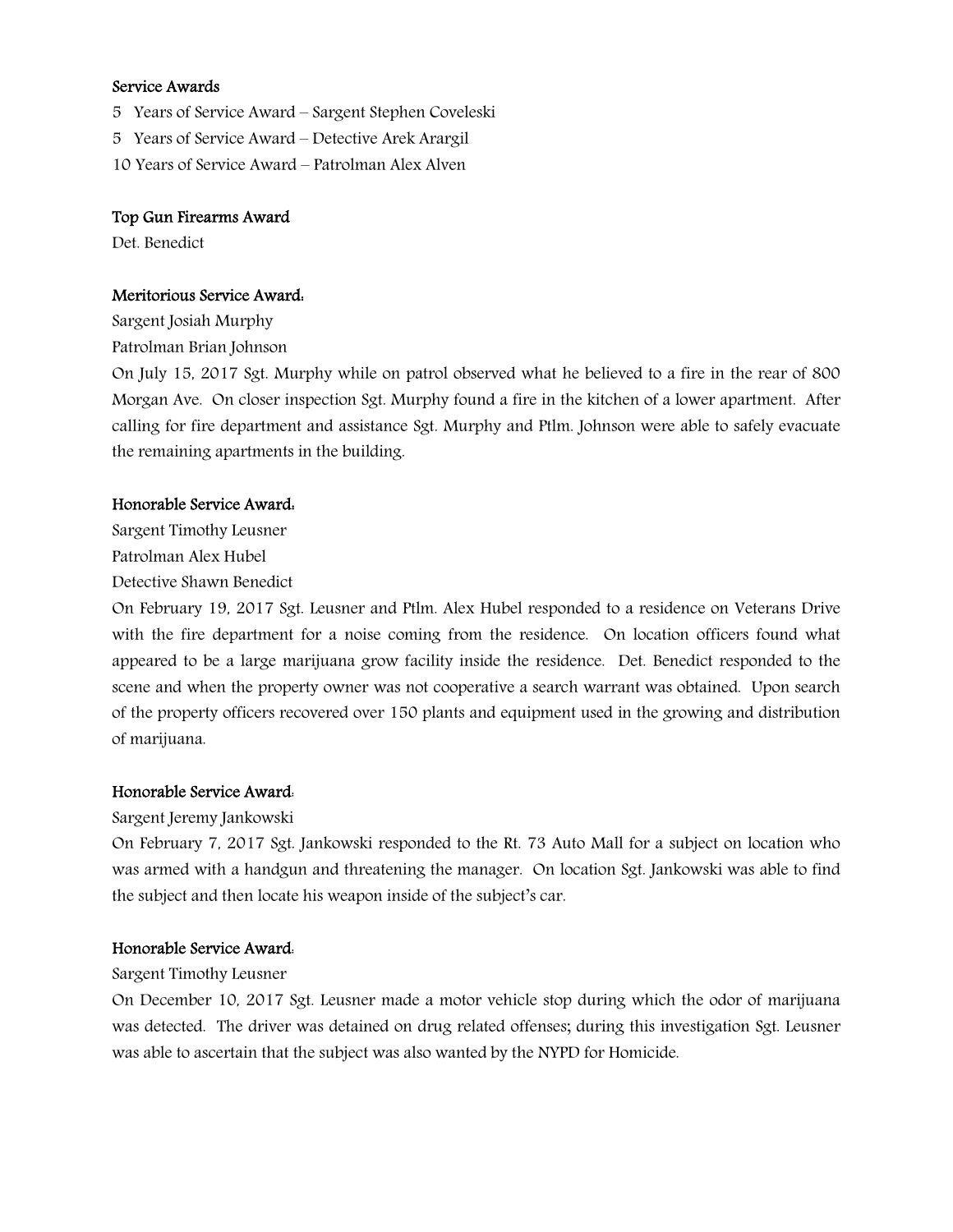**Service Awards**

5 Years of Service Award – Sargent Stephen Coveleski

5 Years of Service Award – Detective Arek Arargil

10 Years of Service Award – Patrolman Alex Alven

**Top Gun Firearms Award**

Det. Benedict

**Meritorious Service Award:**

Sargent Josiah Murphy

Patrolman Brian Johnson

On July 15, 2017 Sgt. Murphy while on patrol observed what he believed to a fire in the rear of 800 Morgan Ave. On closer inspection Sgt. Murphy found a fire in the kitchen of a lower apartment. After calling for fire department and assistance Sgt. Murphy and Ptlm. Johnson were able to safely evacuate the remaining apartments in the building.

**Honorable Service Award:**

Sargent Timothy Leusner

Patrolman Alex Hubel

Detective Shawn Benedict

On February 19, 2017 Sgt. Leusner and Ptlm. Alex Hubel responded to a residence on Veterans Drive with the fire department for a noise coming from the residence. On location officers found what appeared to be a large marijuana grow facility inside the residence. Det. Benedict responded to the scene and when the property owner was not cooperative a search warrant was obtained. Upon search of the property officers recovered over 150 plants and equipment used in the growing and distribution of marijuana.

**Honorable Service Award:**

Sargent Jeremy Jankowski

On February 7, 2017 Sgt. Jankowski responded to the Rt. 73 Auto Mall for a subject on location who was armed with a handgun and threatening the manager. On location Sgt. Jankowski was able to find the subject and then locate his weapon inside of the subject's car.

**Honorable Service Award:**

Sargent Timothy Leusner

On December 10, 2017 Sgt. Leusner made a motor vehicle stop during which the odor of marijuana was detected. The driver was detained on drug related offenses; during this investigation Sgt. Leusner was able to ascertain that the subject was also wanted by the NYPD for Homicide.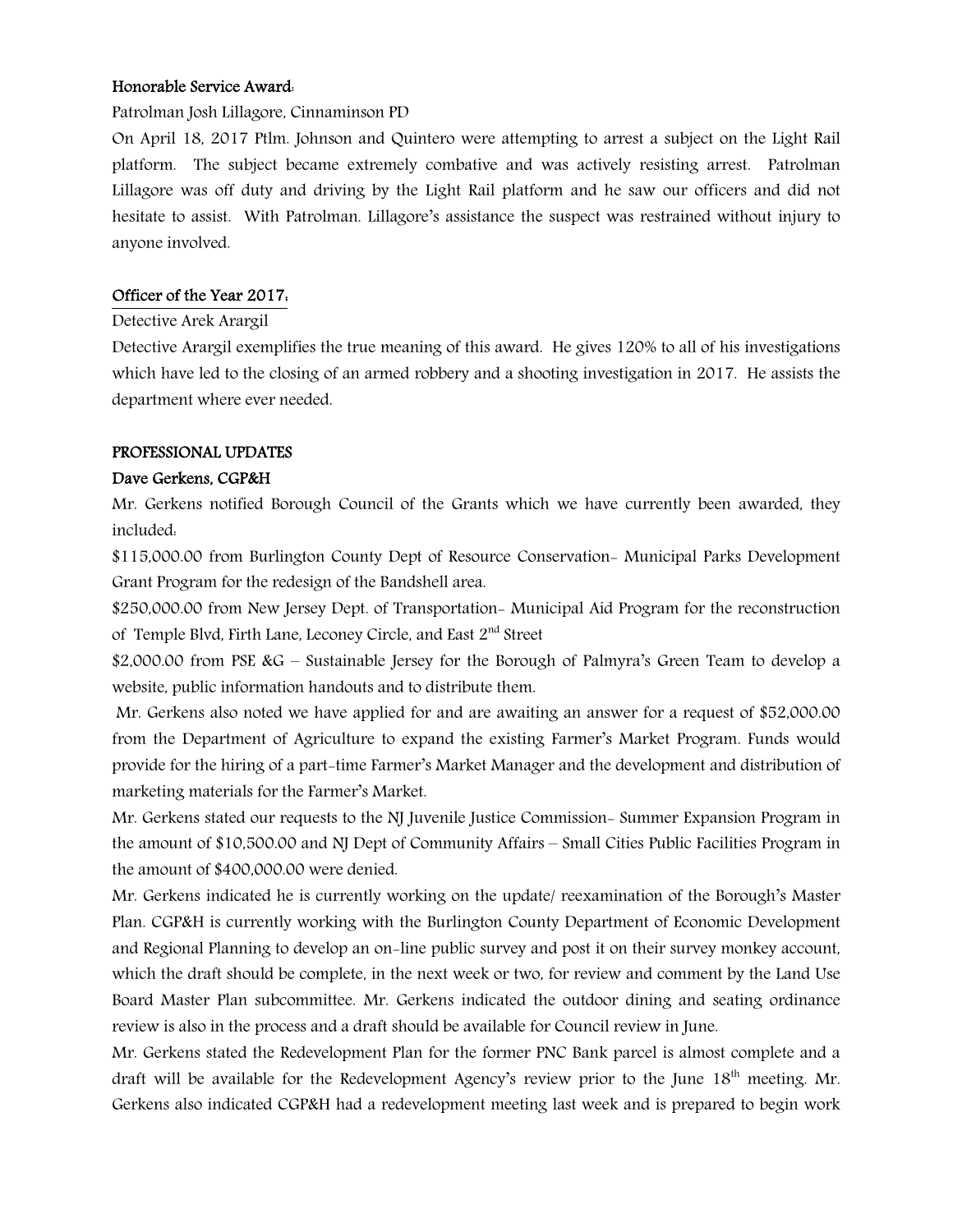**Honorable Service Award:**

Patrolman Josh Lillagore, Cinnaminson PD

On April 18, 2017 Ptlm. Johnson and Quintero were attempting to arrest a subject on the Light Rail platform. The subject became extremely combative and was actively resisting arrest. Patrolman Lillagore was off duty and driving by the Light Rail platform and he saw our officers and did not hesitate to assist. With Patrolman. Lillagore's assistance the suspect was restrained without injury to anyone involved.

**Officer of the Year 2017:**

Detective Arek Arargil

Detective Arargil exemplifies the true meaning of this award. He gives 120% to all of his investigations which have led to the closing of an armed robbery and a shooting investigation in 2017. He assists the department where ever needed.

**PROFESSIONAL UPDATES**

**Dave Gerkens, CGP&H**

Mr. Gerkens notified Borough Council of the Grants which we have currently been awarded, they included:

$115,000.00 from Burlington County Dept of Resource Conservation- Municipal Parks Development Grant Program for the redesign of the Bandshell area.

$250,000.00 from New Jersey Dept. of Transportation- Municipal Aid Program for the reconstruction of Temple Blvd, Firth Lane, Leconey Circle, and East 2nd Street

$2,000.00 from PSE &G – Sustainable Jersey for the Borough of Palmyra's Green Team to develop a website, public information handouts and to distribute them.

Mr. Gerkens also noted we have applied for and are awaiting an answer for a request of $52,000.00 from the Department of Agriculture to expand the existing Farmer's Market Program. Funds would provide for the hiring of a part-time Farmer's Market Manager and the development and distribution of marketing materials for the Farmer's Market.

Mr. Gerkens stated our requests to the NJ Juvenile Justice Commission- Summer Expansion Program in the amount of $10,500.00 and NJ Dept of Community Affairs – Small Cities Public Facilities Program in the amount of $400,000.00 were denied.

Mr. Gerkens indicated he is currently working on the update/ reexamination of the Borough's Master Plan. CGP&H is currently working with the Burlington County Department of Economic Development and Regional Planning to develop an on-line public survey and post it on their survey monkey account, which the draft should be complete, in the next week or two, for review and comment by the Land Use Board Master Plan subcommittee. Mr. Gerkens indicated the outdoor dining and seating ordinance review is also in the process and a draft should be available for Council review in June.

Mr. Gerkens stated the Redevelopment Plan for the former PNC Bank parcel is almost complete and a draft will be available for the Redevelopment Agency's review prior to the June 18th meeting. Mr. Gerkens also indicated CGP&H had a redevelopment meeting last week and is prepared to begin work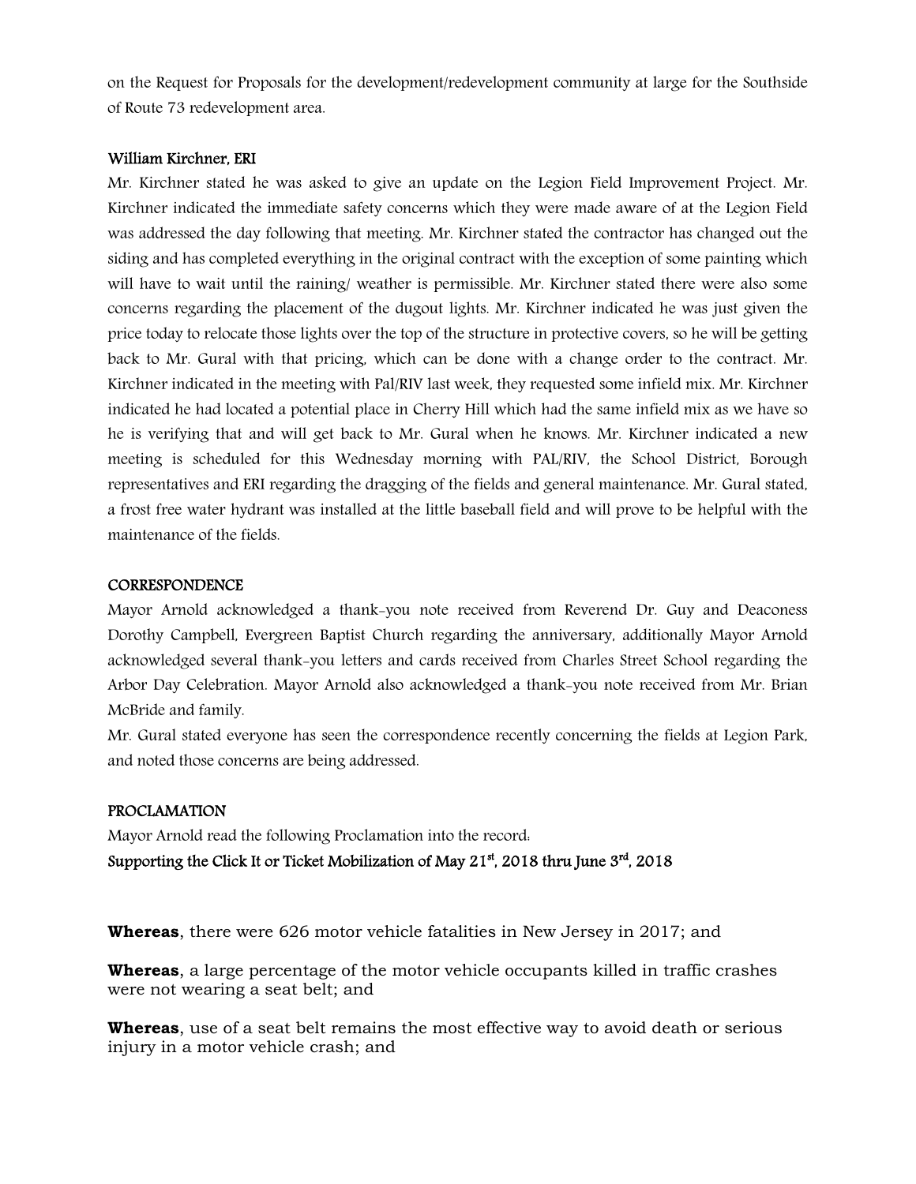on the Request for Proposals for the development/redevelopment community at large for the Southside of Route 73 redevelopment area.

**William Kirchner, ERI**

Mr. Kirchner stated he was asked to give an update on the Legion Field Improvement Project. Mr. Kirchner indicated the immediate safety concerns which they were made aware of at the Legion Field was addressed the day following that meeting. Mr. Kirchner stated the contractor has changed out the siding and has completed everything in the original contract with the exception of some painting which will have to wait until the raining/ weather is permissible. Mr. Kirchner stated there were also some concerns regarding the placement of the dugout lights. Mr. Kirchner indicated he was just given the price today to relocate those lights over the top of the structure in protective covers, so he will be getting back to Mr. Gural with that pricing, which can be done with a change order to the contract. Mr. Kirchner indicated in the meeting with Pal/RIV last week, they requested some infield mix. Mr. Kirchner indicated he had located a potential place in Cherry Hill which had the same infield mix as we have so he is verifying that and will get back to Mr. Gural when he knows. Mr. Kirchner indicated a new meeting is scheduled for this Wednesday morning with PAL/RIV, the School District, Borough representatives and ERI regarding the dragging of the fields and general maintenance. Mr. Gural stated, a frost free water hydrant was installed at the little baseball field and will prove to be helpful with the maintenance of the fields.

**CORRESPONDENCE**

Mayor Arnold acknowledged a thank-you note received from Reverend Dr. Guy and Deaconess Dorothy Campbell, Evergreen Baptist Church regarding the anniversary, additionally Mayor Arnold acknowledged several thank-you letters and cards received from Charles Street School regarding the Arbor Day Celebration. Mayor Arnold also acknowledged a thank-you note received from Mr. Brian McBride and family.

Mr. Gural stated everyone has seen the correspondence recently concerning the fields at Legion Park, and noted those concerns are being addressed.

**PROCLAMATION**

Mayor Arnold read the following Proclamation into the record:

**Supporting the Click It or Ticket Mobilization of May 21st, 2018 thru June 3rd, 2018**

**Whereas**, there were 626 motor vehicle fatalities in New Jersey in 2017; and

**Whereas**, a large percentage of the motor vehicle occupants killed in traffic crashes were not wearing a seat belt; and

**Whereas**, use of a seat belt remains the most effective way to avoid death or serious injury in a motor vehicle crash; and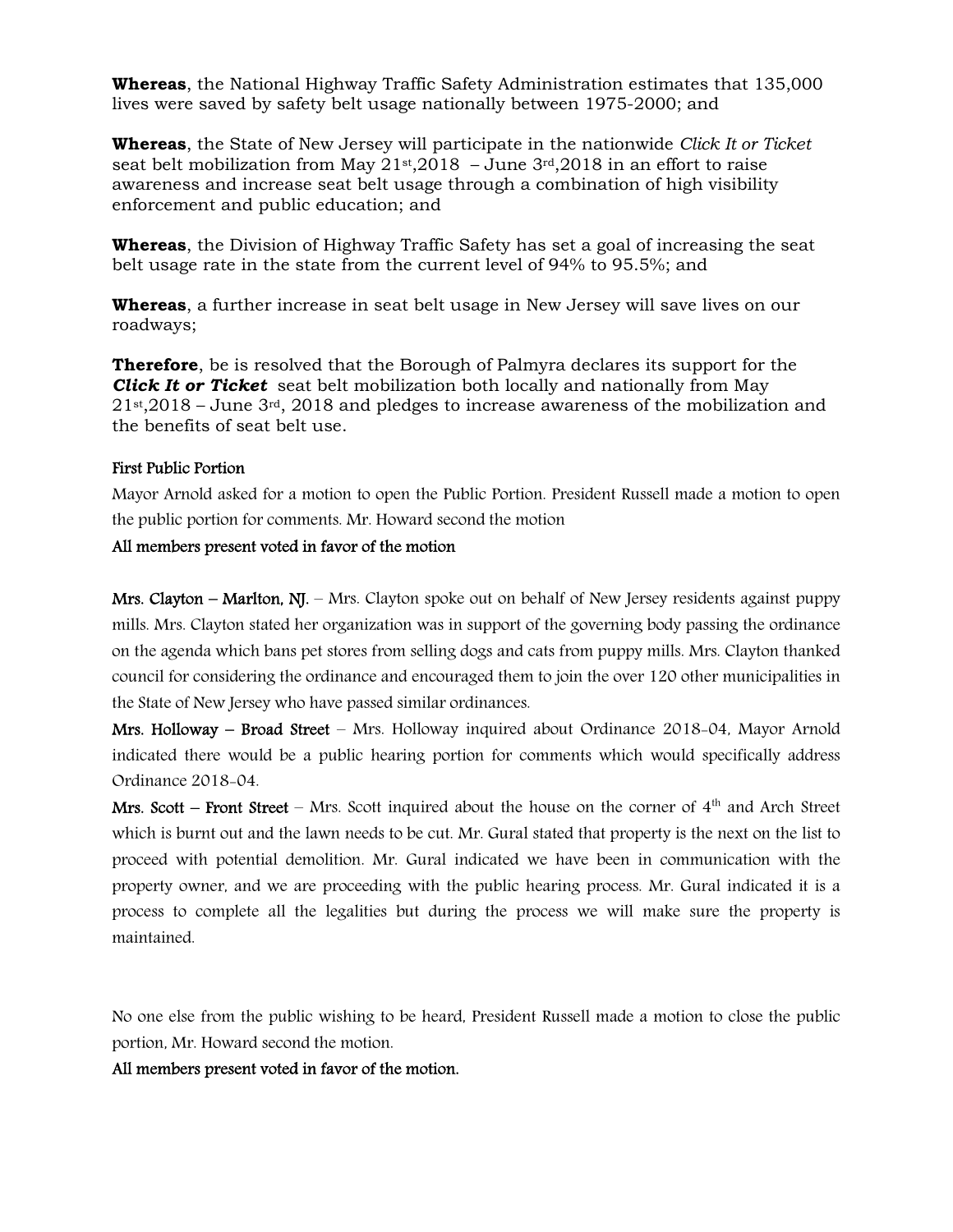**Whereas**, the National Highway Traffic Safety Administration estimates that 135,000 lives were saved by safety belt usage nationally between 1975-2000; and

**Whereas**, the State of New Jersey will participate in the nationwide *Click It or Ticket* seat belt mobilization from May 21st,2018 – June 3rd,2018 in an effort to raise awareness and increase seat belt usage through a combination of high visibility enforcement and public education; and

**Whereas**, the Division of Highway Traffic Safety has set a goal of increasing the seat belt usage rate in the state from the current level of 94% to 95.5%; and

**Whereas**, a further increase in seat belt usage in New Jersey will save lives on our roadways;

**Therefore**, be is resolved that the Borough of Palmyra declares its support for the ***Click It or Ticket*** seat belt mobilization both locally and nationally from May 21st,2018 – June 3rd, 2018 and pledges to increase awareness of the mobilization and the benefits of seat belt use.

**First Public Portion**

Mayor Arnold asked for a motion to open the Public Portion. President Russell made a motion to open the public portion for comments. Mr. Howard second the motion

**All members present voted in favor of the motion**

**Mrs. Clayton – Marlton, NJ.** – Mrs. Clayton spoke out on behalf of New Jersey residents against puppy mills. Mrs. Clayton stated her organization was in support of the governing body passing the ordinance on the agenda which bans pet stores from selling dogs and cats from puppy mills. Mrs. Clayton thanked council for considering the ordinance and encouraged them to join the over 120 other municipalities in the State of New Jersey who have passed similar ordinances.

**Mrs. Holloway – Broad Street** – Mrs. Holloway inquired about Ordinance 2018-04, Mayor Arnold indicated there would be a public hearing portion for comments which would specifically address Ordinance 2018-04.

**Mrs. Scott – Front Street** – Mrs. Scott inquired about the house on the corner of 4th and Arch Street which is burnt out and the lawn needs to be cut. Mr. Gural stated that property is the next on the list to proceed with potential demolition. Mr. Gural indicated we have been in communication with the property owner, and we are proceeding with the public hearing process. Mr. Gural indicated it is a process to complete all the legalities but during the process we will make sure the property is maintained.

No one else from the public wishing to be heard, President Russell made a motion to close the public portion, Mr. Howard second the motion.

**All members present voted in favor of the motion.**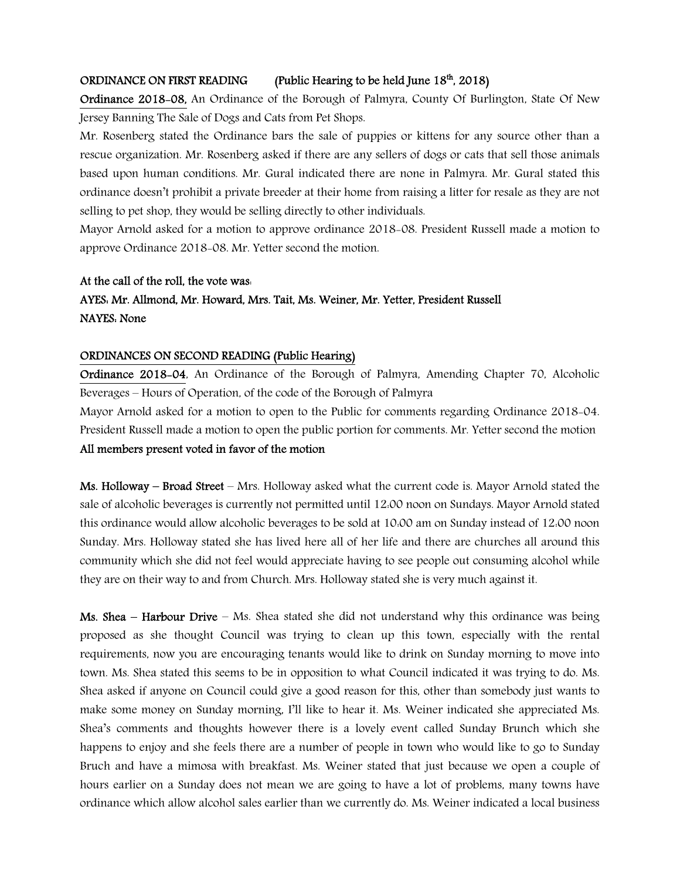**ORDINANCE ON FIRST READING (Public Hearing to be held June 18th, 2018)**

**Ordinance 2018-08,** An Ordinance of the Borough of Palmyra, County Of Burlington, State Of New Jersey Banning The Sale of Dogs and Cats from Pet Shops.

Mr. Rosenberg stated the Ordinance bars the sale of puppies or kittens for any source other than a rescue organization. Mr. Rosenberg asked if there are any sellers of dogs or cats that sell those animals based upon human conditions. Mr. Gural indicated there are none in Palmyra. Mr. Gural stated this ordinance doesn't prohibit a private breeder at their home from raising a litter for resale as they are not selling to pet shop, they would be selling directly to other individuals.

Mayor Arnold asked for a motion to approve ordinance 2018-08. President Russell made a motion to approve Ordinance 2018-08. Mr. Yetter second the motion.

**At the call of the roll, the vote was:**

**AYES: Mr. Allmond, Mr. Howard, Mrs. Tait, Ms. Weiner, Mr. Yetter, President Russell**

**NAYES: None**

**ORDINANCES ON SECOND READING (Public Hearing)**

**Ordinance 2018-04**, An Ordinance of the Borough of Palmyra, Amending Chapter 70, Alcoholic Beverages – Hours of Operation, of the code of the Borough of Palmyra

Mayor Arnold asked for a motion to open to the Public for comments regarding Ordinance 2018-04. President Russell made a motion to open the public portion for comments. Mr. Yetter second the motion

**All members present voted in favor of the motion**

**Ms. Holloway – Broad Street** – Mrs. Holloway asked what the current code is. Mayor Arnold stated the sale of alcoholic beverages is currently not permitted until 12:00 noon on Sundays. Mayor Arnold stated this ordinance would allow alcoholic beverages to be sold at 10:00 am on Sunday instead of 12:00 noon Sunday. Mrs. Holloway stated she has lived here all of her life and there are churches all around this community which she did not feel would appreciate having to see people out consuming alcohol while they are on their way to and from Church. Mrs. Holloway stated she is very much against it.

**Ms. Shea – Harbour Drive** – Ms. Shea stated she did not understand why this ordinance was being proposed as she thought Council was trying to clean up this town, especially with the rental requirements, now you are encouraging tenants would like to drink on Sunday morning to move into town. Ms. Shea stated this seems to be in opposition to what Council indicated it was trying to do. Ms. Shea asked if anyone on Council could give a good reason for this, other than somebody just wants to make some money on Sunday morning, I'll like to hear it. Ms. Weiner indicated she appreciated Ms. Shea's comments and thoughts however there is a lovely event called Sunday Brunch which she happens to enjoy and she feels there are a number of people in town who would like to go to Sunday Bruch and have a mimosa with breakfast. Ms. Weiner stated that just because we open a couple of hours earlier on a Sunday does not mean we are going to have a lot of problems, many towns have ordinance which allow alcohol sales earlier than we currently do. Ms. Weiner indicated a local business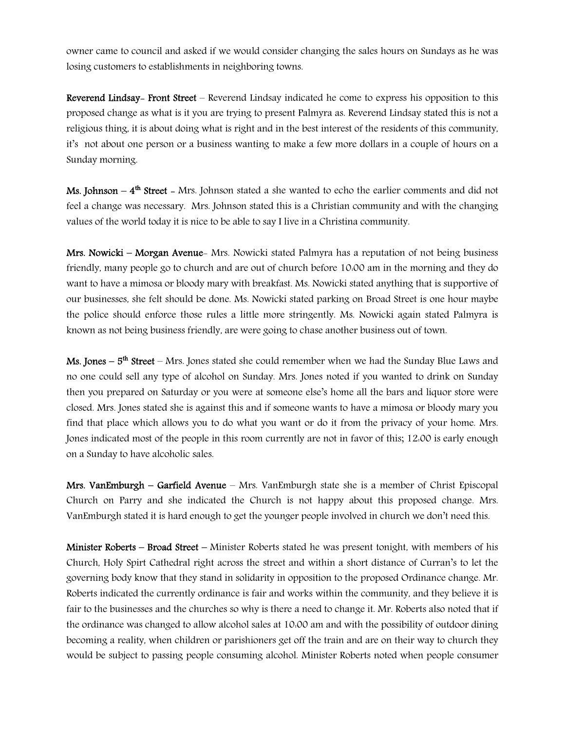owner came to council and asked if we would consider changing the sales hours on Sundays as he was losing customers to establishments in neighboring towns.

**Reverend Lindsay- Front Street** – Reverend Lindsay indicated he come to express his opposition to this proposed change as what is it you are trying to present Palmyra as. Reverend Lindsay stated this is not a religious thing, it is about doing what is right and in the best interest of the residents of this community, it's not about one person or a business wanting to make a few more dollars in a couple of hours on a Sunday morning.

**Ms. Johnson – 4th Street** - Mrs. Johnson stated a she wanted to echo the earlier comments and did not feel a change was necessary. Mrs. Johnson stated this is a Christian community and with the changing values of the world today it is nice to be able to say I live in a Christina community.

**Mrs. Nowicki – Morgan Avenue**- Mrs. Nowicki stated Palmyra has a reputation of not being business friendly, many people go to church and are out of church before 10:00 am in the morning and they do want to have a mimosa or bloody mary with breakfast. Ms. Nowicki stated anything that is supportive of our businesses, she felt should be done. Ms. Nowicki stated parking on Broad Street is one hour maybe the police should enforce those rules a little more stringently. Ms. Nowicki again stated Palmyra is known as not being business friendly, are were going to chase another business out of town.

**Ms. Jones – 5th Street** – Mrs. Jones stated she could remember when we had the Sunday Blue Laws and no one could sell any type of alcohol on Sunday. Mrs. Jones noted if you wanted to drink on Sunday then you prepared on Saturday or you were at someone else's home all the bars and liquor store were closed. Mrs. Jones stated she is against this and if someone wants to have a mimosa or bloody mary you find that place which allows you to do what you want or do it from the privacy of your home. Mrs. Jones indicated most of the people in this room currently are not in favor of this; 12:00 is early enough on a Sunday to have alcoholic sales.

**Mrs. VanEmburgh – Garfield Avenue** – Mrs. VanEmburgh state she is a member of Christ Episcopal Church on Parry and she indicated the Church is not happy about this proposed change. Mrs. VanEmburgh stated it is hard enough to get the younger people involved in church we don't need this.

**Minister Roberts – Broad Street** – Minister Roberts stated he was present tonight, with members of his Church, Holy Spirt Cathedral right across the street and within a short distance of Curran's to let the governing body know that they stand in solidarity in opposition to the proposed Ordinance change. Mr. Roberts indicated the currently ordinance is fair and works within the community, and they believe it is fair to the businesses and the churches so why is there a need to change it. Mr. Roberts also noted that if the ordinance was changed to allow alcohol sales at 10:00 am and with the possibility of outdoor dining becoming a reality, when children or parishioners get off the train and are on their way to church they would be subject to passing people consuming alcohol. Minister Roberts noted when people consumer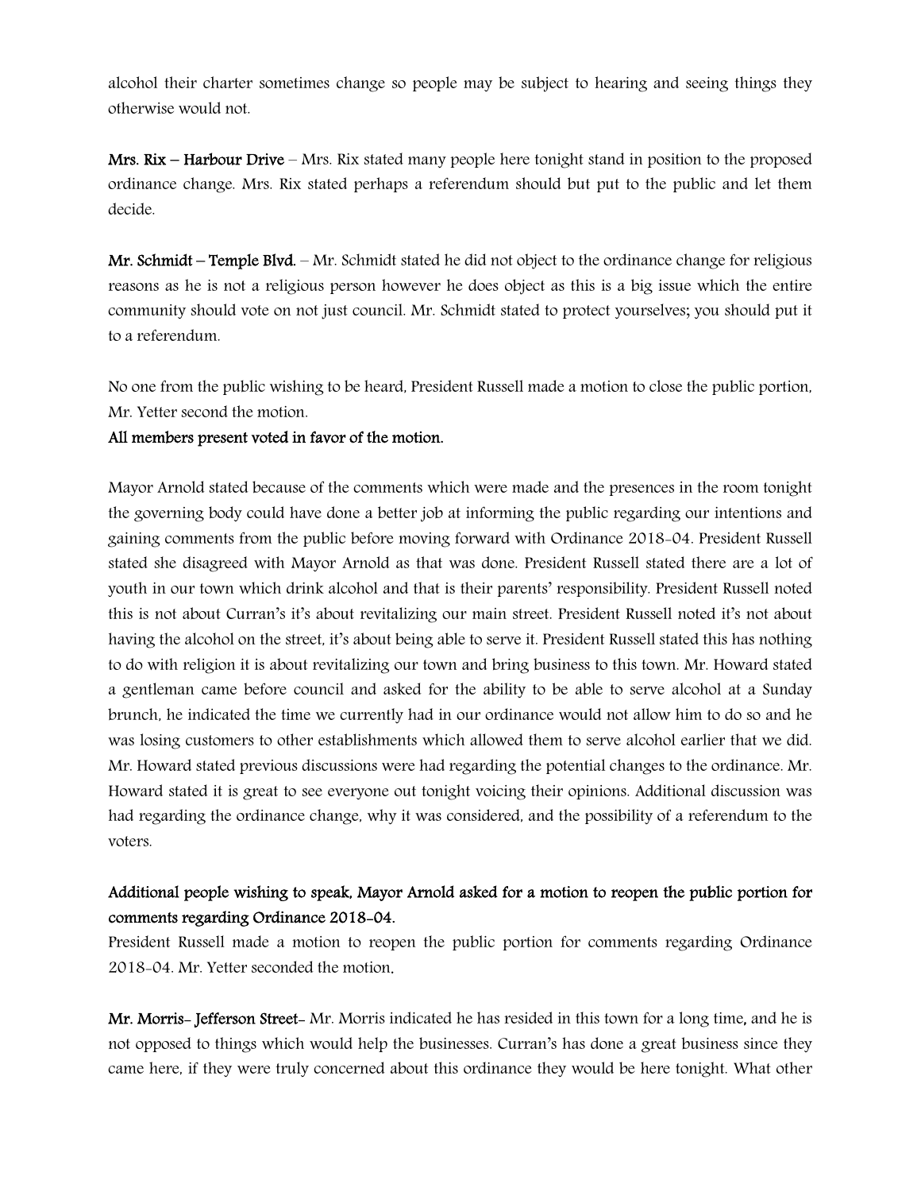alcohol their charter sometimes change so people may be subject to hearing and seeing things they otherwise would not.

**Mrs. Rix – Harbour Drive** – Mrs. Rix stated many people here tonight stand in position to the proposed ordinance change. Mrs. Rix stated perhaps a referendum should but put to the public and let them decide.

**Mr. Schmidt – Temple Blvd.** – Mr. Schmidt stated he did not object to the ordinance change for religious reasons as he is not a religious person however he does object as this is a big issue which the entire community should vote on not just council. Mr. Schmidt stated to protect yourselves; you should put it to a referendum.

No one from the public wishing to be heard, President Russell made a motion to close the public portion, Mr. Yetter second the motion.

**All members present voted in favor of the motion.**

Mayor Arnold stated because of the comments which were made and the presences in the room tonight the governing body could have done a better job at informing the public regarding our intentions and gaining comments from the public before moving forward with Ordinance 2018-04. President Russell stated she disagreed with Mayor Arnold as that was done. President Russell stated there are a lot of youth in our town which drink alcohol and that is their parents' responsibility. President Russell noted this is not about Curran's it's about revitalizing our main street. President Russell noted it's not about having the alcohol on the street, it's about being able to serve it. President Russell stated this has nothing to do with religion it is about revitalizing our town and bring business to this town. Mr. Howard stated a gentleman came before council and asked for the ability to be able to serve alcohol at a Sunday brunch, he indicated the time we currently had in our ordinance would not allow him to do so and he was losing customers to other establishments which allowed them to serve alcohol earlier that we did. Mr. Howard stated previous discussions were had regarding the potential changes to the ordinance. Mr. Howard stated it is great to see everyone out tonight voicing their opinions. Additional discussion was had regarding the ordinance change, why it was considered, and the possibility of a referendum to the voters.

**Additional people wishing to speak, Mayor Arnold asked for a motion to reopen the public portion for comments regarding Ordinance 2018-04.**

President Russell made a motion to reopen the public portion for comments regarding Ordinance 2018-04. Mr. Yetter seconded the motion.

**Mr. Morris- Jefferson Street**- Mr. Morris indicated he has resided in this town for a long time, and he is not opposed to things which would help the businesses. Curran's has done a great business since they came here, if they were truly concerned about this ordinance they would be here tonight. What other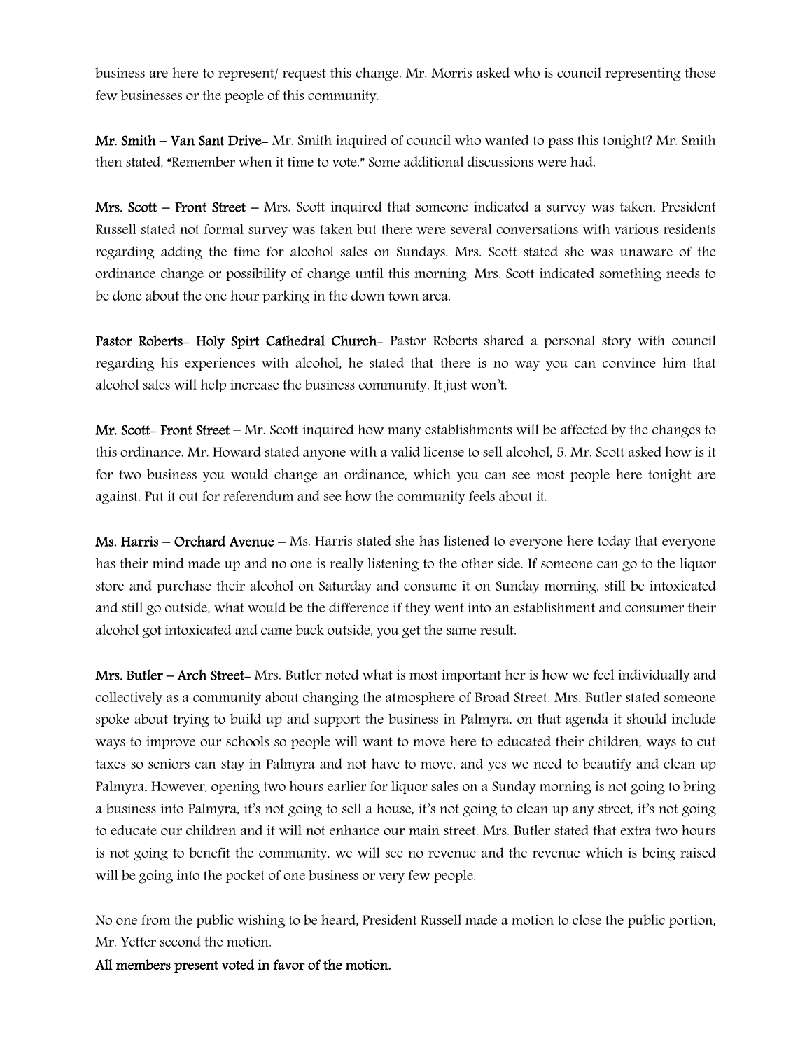business are here to represent/ request this change. Mr. Morris asked who is council representing those few businesses or the people of this community.

**Mr. Smith – Van Sant Drive**- Mr. Smith inquired of council who wanted to pass this tonight? Mr. Smith then stated, "Remember when it time to vote." Some additional discussions were had.

**Mrs. Scott – Front Street** – Mrs. Scott inquired that someone indicated a survey was taken. President Russell stated not formal survey was taken but there were several conversations with various residents regarding adding the time for alcohol sales on Sundays. Mrs. Scott stated she was unaware of the ordinance change or possibility of change until this morning. Mrs. Scott indicated something needs to be done about the one hour parking in the down town area.

**Pastor Roberts- Holy Spirt Cathedral Church**- Pastor Roberts shared a personal story with council regarding his experiences with alcohol, he stated that there is no way you can convince him that alcohol sales will help increase the business community. It just won't.

**Mr. Scott- Front Street** – Mr. Scott inquired how many establishments will be affected by the changes to this ordinance. Mr. Howard stated anyone with a valid license to sell alcohol, 5. Mr. Scott asked how is it for two business you would change an ordinance, which you can see most people here tonight are against. Put it out for referendum and see how the community feels about it.

**Ms. Harris – Orchard Avenue** – Ms. Harris stated she has listened to everyone here today that everyone has their mind made up and no one is really listening to the other side. If someone can go to the liquor store and purchase their alcohol on Saturday and consume it on Sunday morning, still be intoxicated and still go outside, what would be the difference if they went into an establishment and consumer their alcohol got intoxicated and came back outside, you get the same result.

**Mrs. Butler – Arch Street**- Mrs. Butler noted what is most important her is how we feel individually and collectively as a community about changing the atmosphere of Broad Street. Mrs. Butler stated someone spoke about trying to build up and support the business in Palmyra, on that agenda it should include ways to improve our schools so people will want to move here to educated their children, ways to cut taxes so seniors can stay in Palmyra and not have to move, and yes we need to beautify and clean up Palmyra. However, opening two hours earlier for liquor sales on a Sunday morning is not going to bring a business into Palmyra, it's not going to sell a house, it's not going to clean up any street, it's not going to educate our children and it will not enhance our main street. Mrs. Butler stated that extra two hours is not going to benefit the community, we will see no revenue and the revenue which is being raised will be going into the pocket of one business or very few people.

No one from the public wishing to be heard, President Russell made a motion to close the public portion, Mr. Yetter second the motion.

**All members present voted in favor of the motion.**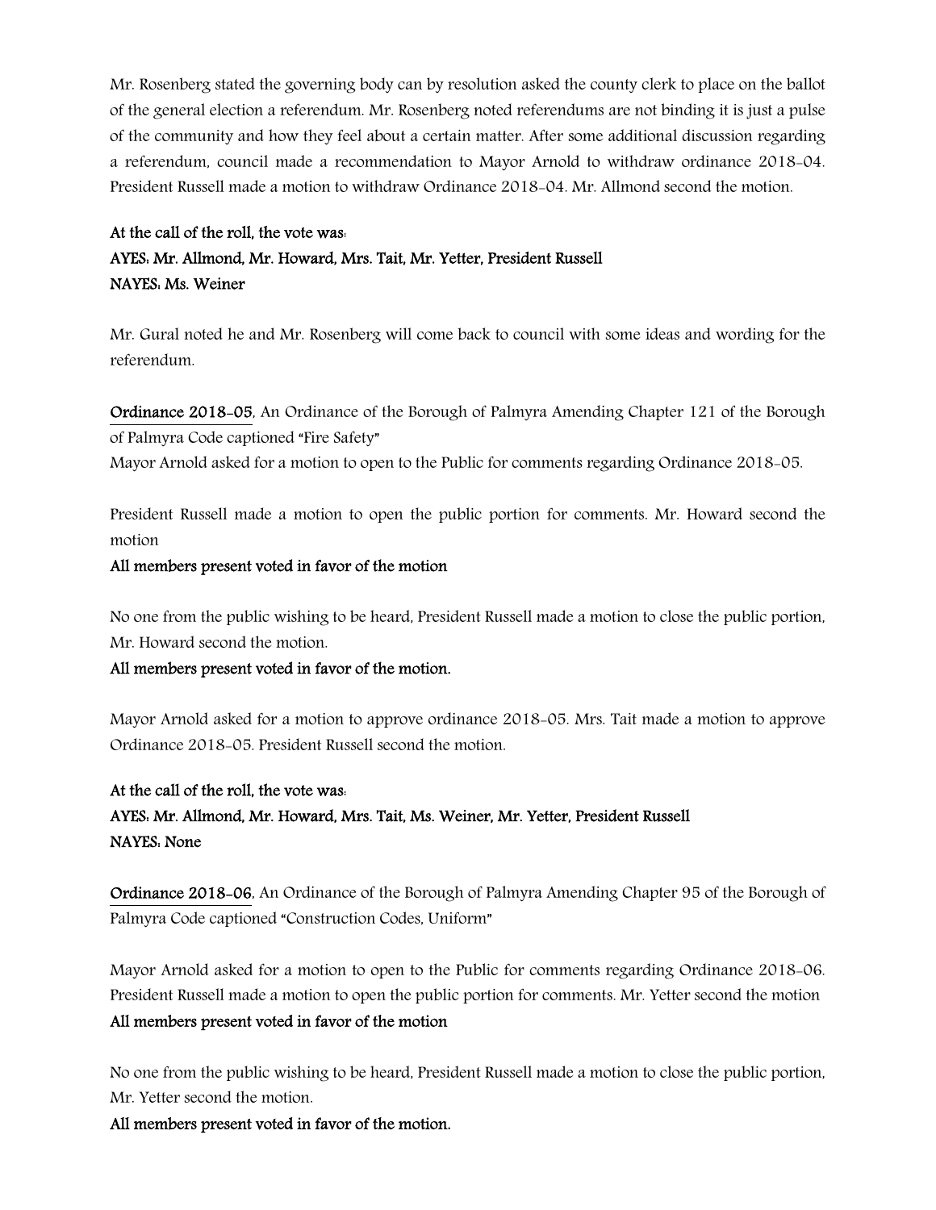Mr. Rosenberg stated the governing body can by resolution asked the county clerk to place on the ballot of the general election a referendum. Mr. Rosenberg noted referendums are not binding it is just a pulse of the community and how they feel about a certain matter. After some additional discussion regarding a referendum, council made a recommendation to Mayor Arnold to withdraw ordinance 2018-04. President Russell made a motion to withdraw Ordinance 2018-04. Mr. Allmond second the motion.

**At the call of the roll, the vote was:**
**AYES: Mr. Allmond, Mr. Howard, Mrs. Tait, Mr. Yetter, President Russell**
**NAYES: Ms. Weiner**

Mr. Gural noted he and Mr. Rosenberg will come back to council with some ideas and wording for the referendum.

**Ordinance 2018-05**, An Ordinance of the Borough of Palmyra Amending Chapter 121 of the Borough of Palmyra Code captioned "Fire Safety"
Mayor Arnold asked for a motion to open to the Public for comments regarding Ordinance 2018-05.

President Russell made a motion to open the public portion for comments. Mr. Howard second the motion

**All members present voted in favor of the motion**

No one from the public wishing to be heard, President Russell made a motion to close the public portion, Mr. Howard second the motion.

**All members present voted in favor of the motion.**

Mayor Arnold asked for a motion to approve ordinance 2018-05. Mrs. Tait made a motion to approve Ordinance 2018-05. President Russell second the motion.

**At the call of the roll, the vote was:**
**AYES: Mr. Allmond, Mr. Howard, Mrs. Tait, Ms. Weiner, Mr. Yetter, President Russell**
**NAYES: None**

**Ordinance 2018-06**, An Ordinance of the Borough of Palmyra Amending Chapter 95 of the Borough of Palmyra Code captioned "Construction Codes, Uniform"

Mayor Arnold asked for a motion to open to the Public for comments regarding Ordinance 2018-06. President Russell made a motion to open the public portion for comments. Mr. Yetter second the motion
**All members present voted in favor of the motion**

No one from the public wishing to be heard, President Russell made a motion to close the public portion, Mr. Yetter second the motion.

**All members present voted in favor of the motion.**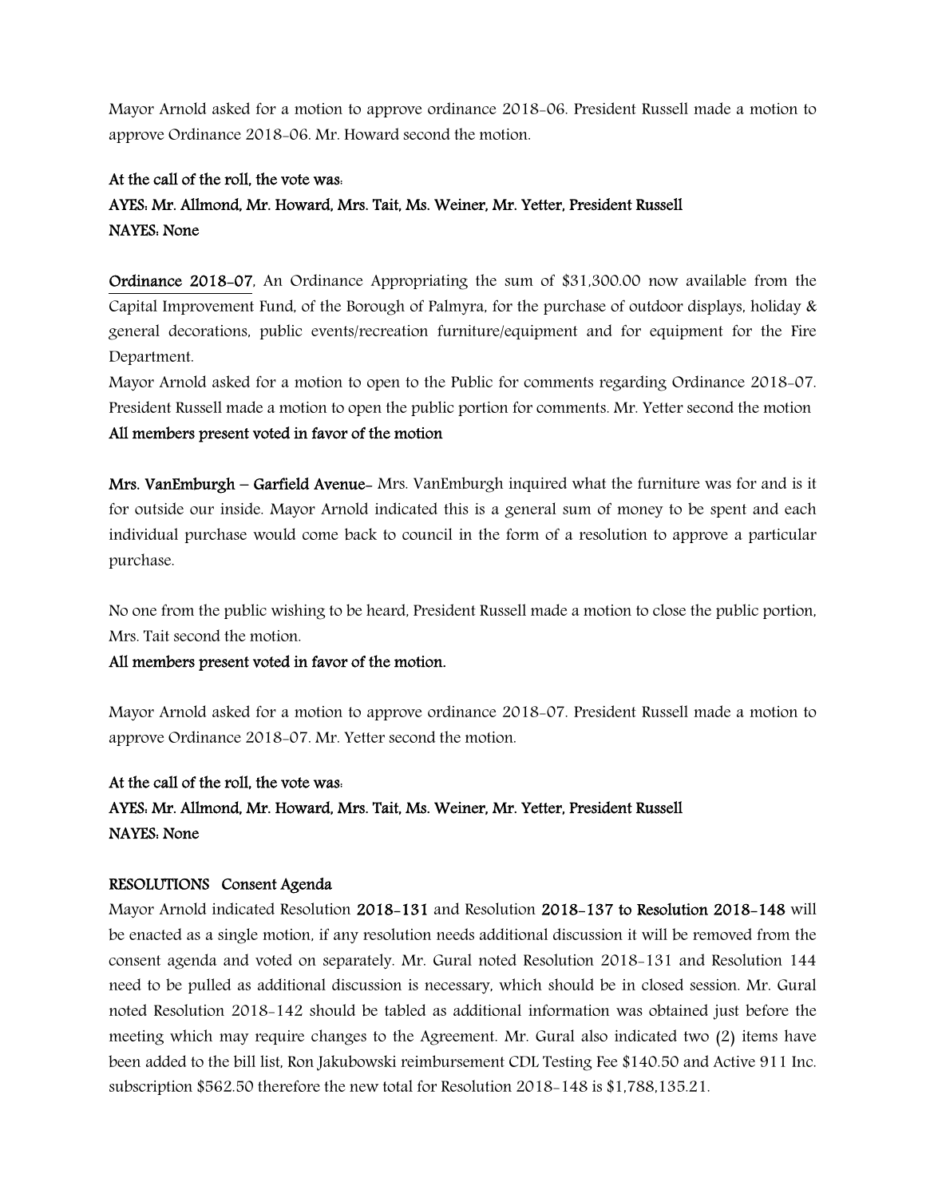Mayor Arnold asked for a motion to approve ordinance 2018-06. President Russell made a motion to approve Ordinance 2018-06. Mr. Howard second the motion.

**At the call of the roll, the vote was:**
**AYES: Mr. Allmond, Mr. Howard, Mrs. Tait, Ms. Weiner, Mr. Yetter, President Russell**
**NAYES: None**

**Ordinance 2018-07**, An Ordinance Appropriating the sum of $31,300.00 now available from the Capital Improvement Fund, of the Borough of Palmyra, for the purchase of outdoor displays, holiday & general decorations, public events/recreation furniture/equipment and for equipment for the Fire Department.
Mayor Arnold asked for a motion to open to the Public for comments regarding Ordinance 2018-07. President Russell made a motion to open the public portion for comments. Mr. Yetter second the motion
**All members present voted in favor of the motion**

**Mrs. VanEmburgh – Garfield Avenue-** Mrs. VanEmburgh inquired what the furniture was for and is it for outside our inside. Mayor Arnold indicated this is a general sum of money to be spent and each individual purchase would come back to council in the form of a resolution to approve a particular purchase.

No one from the public wishing to be heard, President Russell made a motion to close the public portion, Mrs. Tait second the motion.
**All members present voted in favor of the motion.**

Mayor Arnold asked for a motion to approve ordinance 2018-07. President Russell made a motion to approve Ordinance 2018-07. Mr. Yetter second the motion.

**At the call of the roll, the vote was:**
**AYES: Mr. Allmond, Mr. Howard, Mrs. Tait, Ms. Weiner, Mr. Yetter, President Russell**
**NAYES: None**

**RESOLUTIONS Consent Agenda**
Mayor Arnold indicated Resolution **2018-131** and Resolution **2018-137 to Resolution 2018-148** will be enacted as a single motion, if any resolution needs additional discussion it will be removed from the consent agenda and voted on separately. Mr. Gural noted Resolution 2018-131 and Resolution 144 need to be pulled as additional discussion is necessary, which should be in closed session. Mr. Gural noted Resolution 2018-142 should be tabled as additional information was obtained just before the meeting which may require changes to the Agreement. Mr. Gural also indicated two (2) items have been added to the bill list, Ron Jakubowski reimbursement CDL Testing Fee $140.50 and Active 911 Inc. subscription $562.50 therefore the new total for Resolution 2018-148 is $1,788,135.21.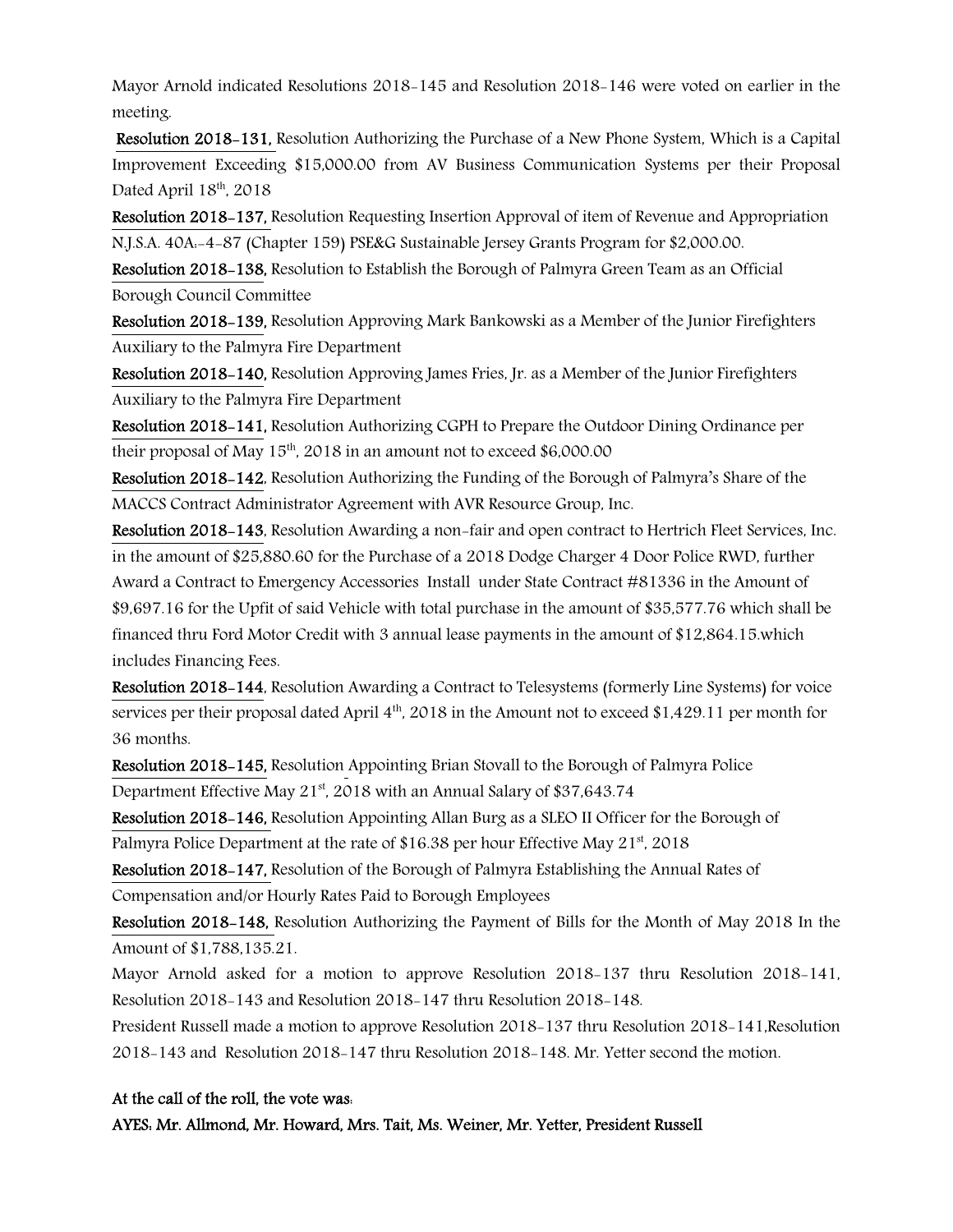Mayor Arnold indicated Resolutions 2018-145 and Resolution 2018-146 were voted on earlier in the meeting.

**Resolution 2018-131,** Resolution Authorizing the Purchase of a New Phone System, Which is a Capital Improvement Exceeding $15,000.00 from AV Business Communication Systems per their Proposal Dated April 18th, 2018

**Resolution 2018-137,** Resolution Requesting Insertion Approval of item of Revenue and Appropriation N.J.S.A. 40A:-4-87 (Chapter 159) PSE&G Sustainable Jersey Grants Program for $2,000.00.

**Resolution 2018-138,** Resolution to Establish the Borough of Palmyra Green Team as an Official Borough Council Committee

**Resolution 2018-139,** Resolution Approving Mark Bankowski as a Member of the Junior Firefighters Auxiliary to the Palmyra Fire Department

**Resolution 2018-140,** Resolution Approving James Fries, Jr. as a Member of the Junior Firefighters Auxiliary to the Palmyra Fire Department

**Resolution 2018-141,** Resolution Authorizing CGPH to Prepare the Outdoor Dining Ordinance per their proposal of May 15th, 2018 in an amount not to exceed $6,000.00

**Resolution 2018-142**, Resolution Authorizing the Funding of the Borough of Palmyra's Share of the MACCS Contract Administrator Agreement with AVR Resource Group, Inc.

**Resolution 2018-143**, Resolution Awarding a non-fair and open contract to Hertrich Fleet Services, Inc. in the amount of $25,880.60 for the Purchase of a 2018 Dodge Charger 4 Door Police RWD, further Award a Contract to Emergency Accessories Install under State Contract #81336 in the Amount of $9,697.16 for the Upfit of said Vehicle with total purchase in the amount of $35,577.76 which shall be financed thru Ford Motor Credit with 3 annual lease payments in the amount of $12,864.15.which includes Financing Fees.

**Resolution 2018-144**, Resolution Awarding a Contract to Telesystems (formerly Line Systems) for voice services per their proposal dated April 4th, 2018 in the Amount not to exceed $1,429.11 per month for 36 months.

**Resolution 2018-145,** Resolution Appointing Brian Stovall to the Borough of Palmyra Police Department Effective May 21st, 2018 with an Annual Salary of $37,643.74

**Resolution 2018-146,** Resolution Appointing Allan Burg as a SLEO II Officer for the Borough of Palmyra Police Department at the rate of $16.38 per hour Effective May 21st, 2018

**Resolution 2018-147,** Resolution of the Borough of Palmyra Establishing the Annual Rates of Compensation and/or Hourly Rates Paid to Borough Employees

**Resolution 2018-148,** Resolution Authorizing the Payment of Bills for the Month of May 2018 In the Amount of $1,788,135.21.

Mayor Arnold asked for a motion to approve Resolution 2018-137 thru Resolution 2018-141, Resolution 2018-143 and Resolution 2018-147 thru Resolution 2018-148.

President Russell made a motion to approve Resolution 2018-137 thru Resolution 2018-141,Resolution 2018-143 and Resolution 2018-147 thru Resolution 2018-148. Mr. Yetter second the motion.

**At the call of the roll, the vote was:**

**AYES: Mr. Allmond, Mr. Howard, Mrs. Tait, Ms. Weiner, Mr. Yetter, President Russell**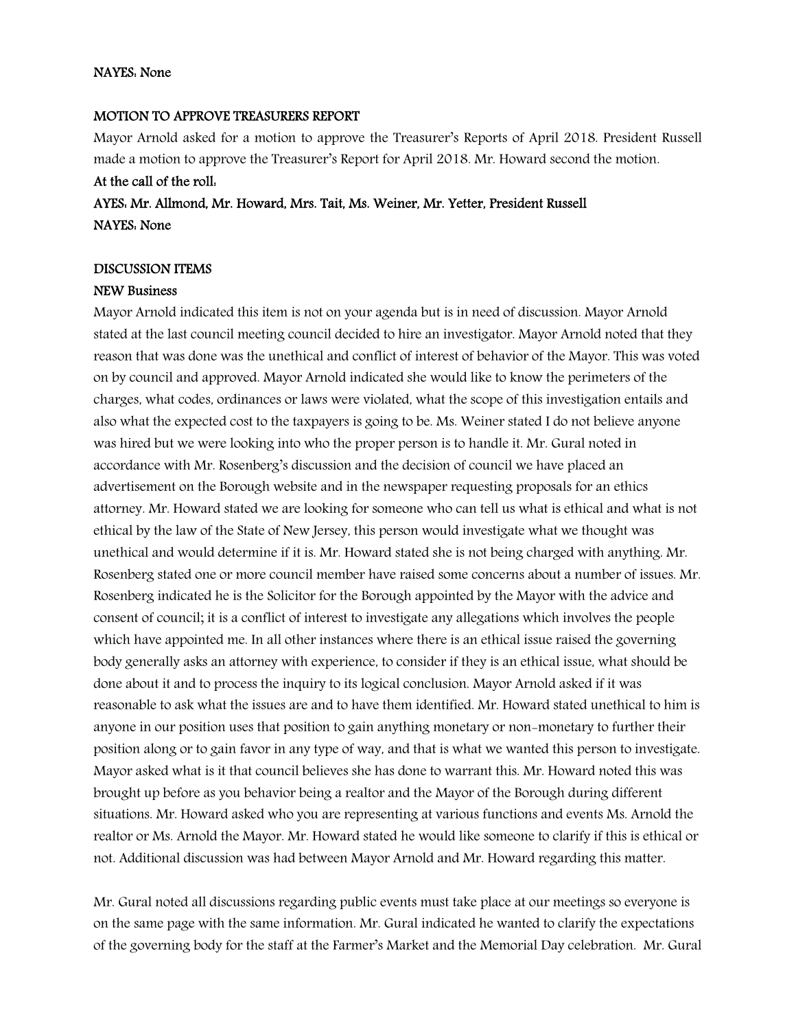**NAYES: None**

**MOTION TO APPROVE TREASURERS REPORT**

Mayor Arnold asked for a motion to approve the Treasurer's Reports of April 2018. President Russell made a motion to approve the Treasurer's Report for April 2018. Mr. Howard second the motion.

**At the call of the roll:**

**AYES: Mr. Allmond, Mr. Howard, Mrs. Tait, Ms. Weiner, Mr. Yetter, President Russell**

**NAYES: None**

**DISCUSSION ITEMS**

**NEW Business**

Mayor Arnold indicated this item is not on your agenda but is in need of discussion. Mayor Arnold stated at the last council meeting council decided to hire an investigator. Mayor Arnold noted that they reason that was done was the unethical and conflict of interest of behavior of the Mayor. This was voted on by council and approved. Mayor Arnold indicated she would like to know the perimeters of the charges, what codes, ordinances or laws were violated, what the scope of this investigation entails and also what the expected cost to the taxpayers is going to be. Ms. Weiner stated I do not believe anyone was hired but we were looking into who the proper person is to handle it. Mr. Gural noted in accordance with Mr. Rosenberg's discussion and the decision of council we have placed an advertisement on the Borough website and in the newspaper requesting proposals for an ethics attorney. Mr. Howard stated we are looking for someone who can tell us what is ethical and what is not ethical by the law of the State of New Jersey, this person would investigate what we thought was unethical and would determine if it is. Mr. Howard stated she is not being charged with anything. Mr. Rosenberg stated one or more council member have raised some concerns about a number of issues. Mr. Rosenberg indicated he is the Solicitor for the Borough appointed by the Mayor with the advice and consent of council; it is a conflict of interest to investigate any allegations which involves the people which have appointed me. In all other instances where there is an ethical issue raised the governing body generally asks an attorney with experience, to consider if they is an ethical issue, what should be done about it and to process the inquiry to its logical conclusion. Mayor Arnold asked if it was reasonable to ask what the issues are and to have them identified. Mr. Howard stated unethical to him is anyone in our position uses that position to gain anything monetary or non-monetary to further their position along or to gain favor in any type of way, and that is what we wanted this person to investigate. Mayor asked what is it that council believes she has done to warrant this. Mr. Howard noted this was brought up before as you behavior being a realtor and the Mayor of the Borough during different situations. Mr. Howard asked who you are representing at various functions and events Ms. Arnold the realtor or Ms. Arnold the Mayor. Mr. Howard stated he would like someone to clarify if this is ethical or not. Additional discussion was had between Mayor Arnold and Mr. Howard regarding this matter.

Mr. Gural noted all discussions regarding public events must take place at our meetings so everyone is on the same page with the same information. Mr. Gural indicated he wanted to clarify the expectations of the governing body for the staff at the Farmer's Market and the Memorial Day celebration. Mr. Gural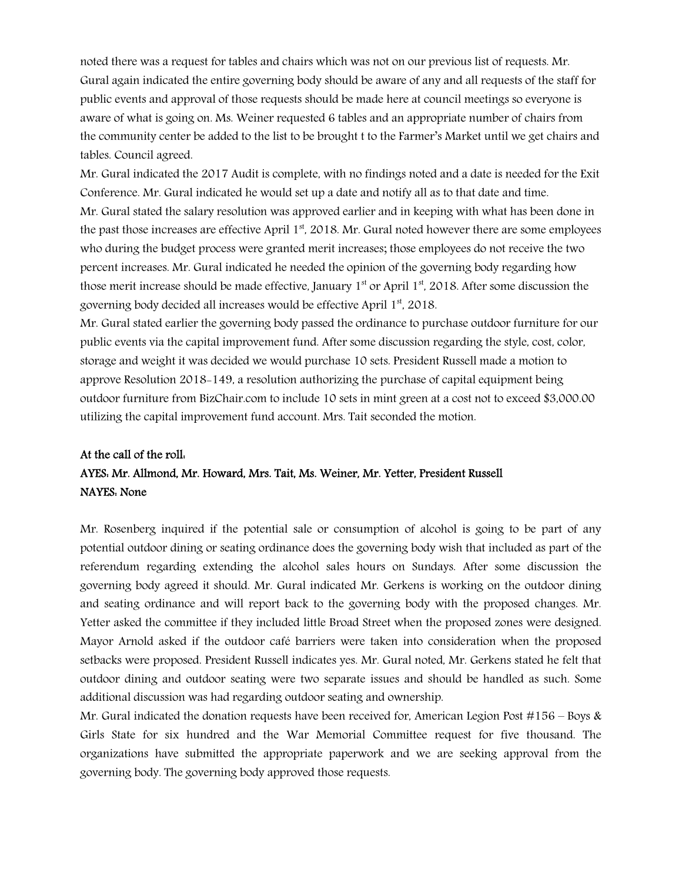noted there was a request for tables and chairs which was not on our previous list of requests. Mr. Gural again indicated the entire governing body should be aware of any and all requests of the staff for public events and approval of those requests should be made here at council meetings so everyone is aware of what is going on. Ms. Weiner requested 6 tables and an appropriate number of chairs from the community center be added to the list to be brought t to the Farmer's Market until we get chairs and tables. Council agreed.

Mr. Gural indicated the 2017 Audit is complete, with no findings noted and a date is needed for the Exit Conference. Mr. Gural indicated he would set up a date and notify all as to that date and time.

Mr. Gural stated the salary resolution was approved earlier and in keeping with what has been done in the past those increases are effective April 1st, 2018. Mr. Gural noted however there are some employees who during the budget process were granted merit increases; those employees do not receive the two percent increases. Mr. Gural indicated he needed the opinion of the governing body regarding how those merit increase should be made effective, January 1st or April 1st, 2018. After some discussion the governing body decided all increases would be effective April 1st, 2018.

Mr. Gural stated earlier the governing body passed the ordinance to purchase outdoor furniture for our public events via the capital improvement fund. After some discussion regarding the style, cost, color, storage and weight it was decided we would purchase 10 sets. President Russell made a motion to approve Resolution 2018-149, a resolution authorizing the purchase of capital equipment being outdoor furniture from BizChair.com to include 10 sets in mint green at a cost not to exceed $3,000.00 utilizing the capital improvement fund account. Mrs. Tait seconded the motion.

**At the call of the roll:**

**AYES: Mr. Allmond, Mr. Howard, Mrs. Tait, Ms. Weiner, Mr. Yetter, President Russell**

**NAYES: None**

Mr. Rosenberg inquired if the potential sale or consumption of alcohol is going to be part of any potential outdoor dining or seating ordinance does the governing body wish that included as part of the referendum regarding extending the alcohol sales hours on Sundays. After some discussion the governing body agreed it should. Mr. Gural indicated Mr. Gerkens is working on the outdoor dining and seating ordinance and will report back to the governing body with the proposed changes. Mr. Yetter asked the committee if they included little Broad Street when the proposed zones were designed. Mayor Arnold asked if the outdoor café barriers were taken into consideration when the proposed setbacks were proposed. President Russell indicates yes. Mr. Gural noted, Mr. Gerkens stated he felt that outdoor dining and outdoor seating were two separate issues and should be handled as such. Some additional discussion was had regarding outdoor seating and ownership.

Mr. Gural indicated the donation requests have been received for, American Legion Post #156 – Boys & Girls State for six hundred and the War Memorial Committee request for five thousand. The organizations have submitted the appropriate paperwork and we are seeking approval from the governing body. The governing body approved those requests.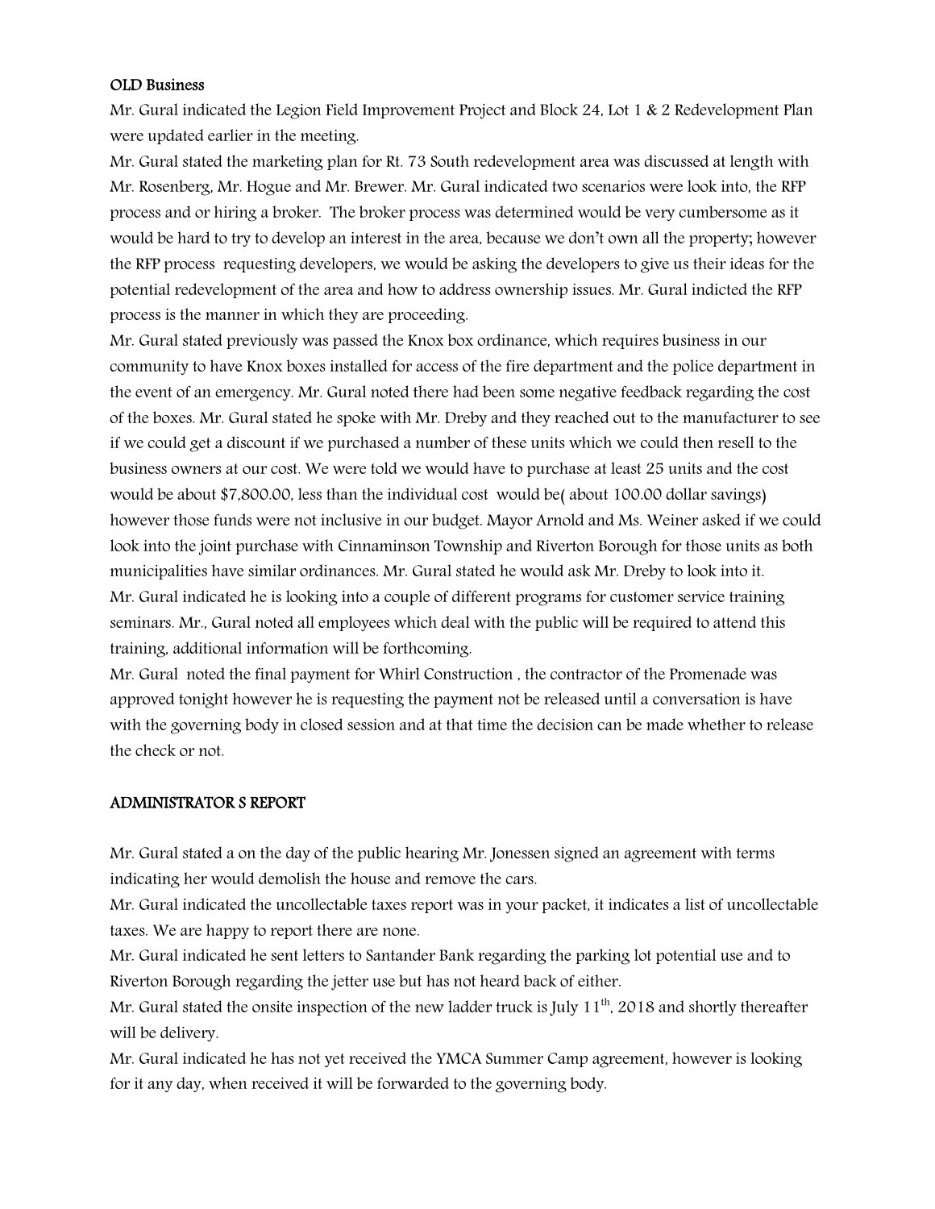## OLD Business

Mr. Gural indicated the Legion Field Improvement Project and Block 24, Lot 1 & 2 Redevelopment Plan were updated earlier in the meeting.

Mr. Gural stated the marketing plan for Rt. 73 South redevelopment area was discussed at length with Mr. Rosenberg, Mr. Hogue and Mr. Brewer. Mr. Gural indicated two scenarios were look into, the RFP process and or hiring a broker. The broker process was determined would be very cumbersome as it would be hard to try to develop an interest in the area, because we don't own all the property; however the RFP process requesting developers, we would be asking the developers to give us their ideas for the potential redevelopment of the area and how to address ownership issues. Mr. Gural indicted the RFP process is the manner in which they are proceeding.

Mr. Gural stated previously was passed the Knox box ordinance, which requires business in our community to have Knox boxes installed for access of the fire department and the police department in the event of an emergency. Mr. Gural noted there had been some negative feedback regarding the cost of the boxes. Mr. Gural stated he spoke with Mr. Dreby and they reached out to the manufacturer to see if we could get a discount if we purchased a number of these units which we could then resell to the business owners at our cost. We were told we would have to purchase at least 25 units and the cost would be about $7,800.00, less than the individual cost would be( about 100.00 dollar savings) however those funds were not inclusive in our budget. Mayor Arnold and Ms. Weiner asked if we could look into the joint purchase with Cinnaminson Township and Riverton Borough for those units as both municipalities have similar ordinances. Mr. Gural stated he would ask Mr. Dreby to look into it.

Mr. Gural indicated he is looking into a couple of different programs for customer service training seminars. Mr., Gural noted all employees which deal with the public will be required to attend this training, additional information will be forthcoming.

Mr. Gural noted the final payment for Whirl Construction , the contractor of the Promenade was approved tonight however he is requesting the payment not be released until a conversation is have with the governing body in closed session and at that time the decision can be made whether to release the check or not.

## ADMINISTRATOR S REPORT

Mr. Gural stated a on the day of the public hearing Mr. Jonessen signed an agreement with terms indicating her would demolish the house and remove the cars.

Mr. Gural indicated the uncollectable taxes report was in your packet, it indicates a list of uncollectable taxes. We are happy to report there are none.

Mr. Gural indicated he sent letters to Santander Bank regarding the parking lot potential use and to Riverton Borough regarding the jetter use but has not heard back of either.

Mr. Gural stated the onsite inspection of the new ladder truck is July 11th, 2018 and shortly thereafter will be delivery.

Mr. Gural indicated he has not yet received the YMCA Summer Camp agreement, however is looking for it any day, when received it will be forwarded to the governing body.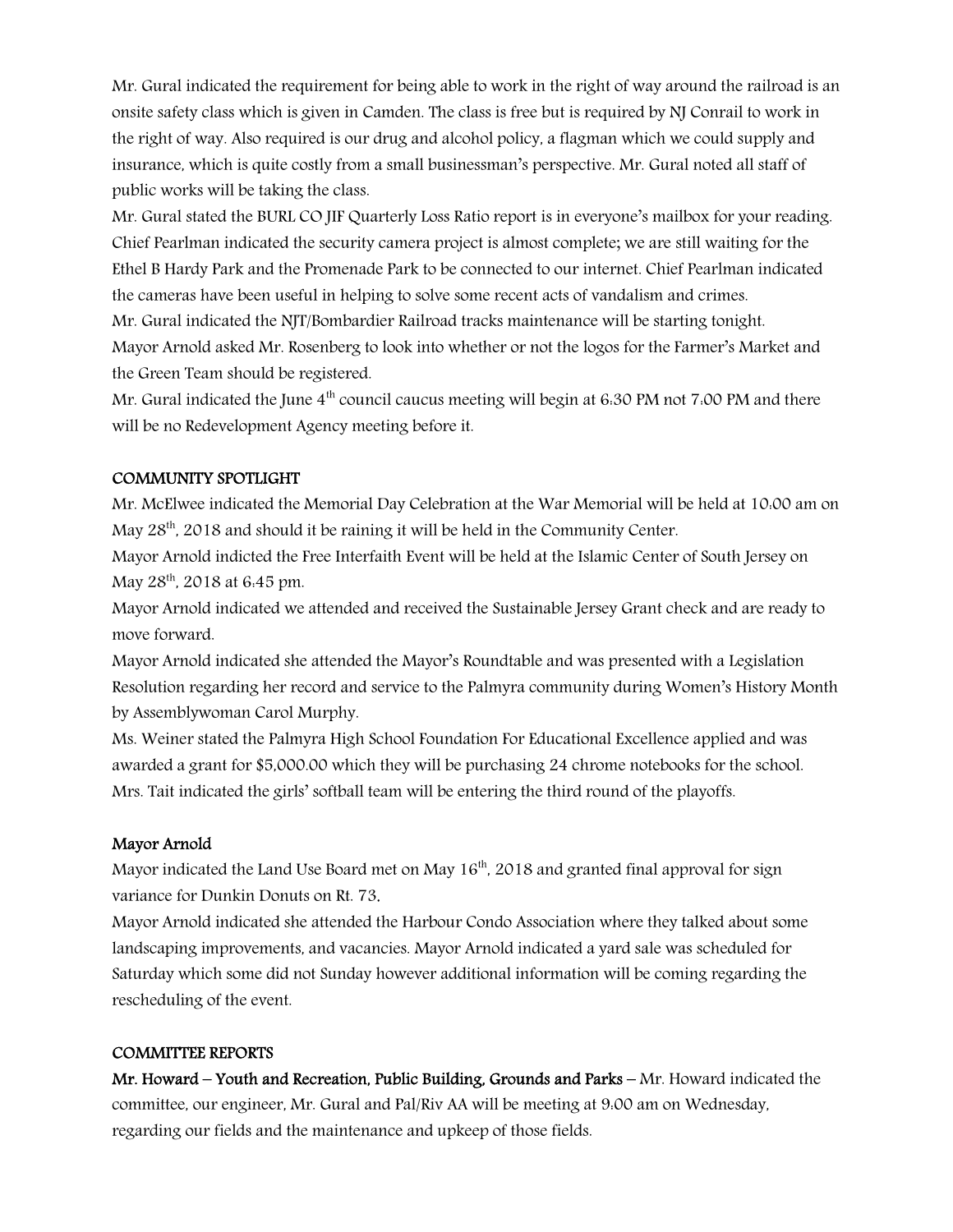Mr. Gural indicated the requirement for being able to work in the right of way around the railroad is an onsite safety class which is given in Camden. The class is free but is required by NJ Conrail to work in the right of way. Also required is our drug and alcohol policy, a flagman which we could supply and insurance, which is quite costly from a small businessman's perspective. Mr. Gural noted all staff of public works will be taking the class.

Mr. Gural stated the BURL CO JIF Quarterly Loss Ratio report is in everyone's mailbox for your reading.

Chief Pearlman indicated the security camera project is almost complete; we are still waiting for the Ethel B Hardy Park and the Promenade Park to be connected to our internet. Chief Pearlman indicated the cameras have been useful in helping to solve some recent acts of vandalism and crimes.

Mr. Gural indicated the NJT/Bombardier Railroad tracks maintenance will be starting tonight.

Mayor Arnold asked Mr. Rosenberg to look into whether or not the logos for the Farmer's Market and the Green Team should be registered.

Mr. Gural indicated the June 4th council caucus meeting will begin at 6:30 PM not 7:00 PM and there will be no Redevelopment Agency meeting before it.

**COMMUNITY SPOTLIGHT**

Mr. McElwee indicated the Memorial Day Celebration at the War Memorial will be held at 10:00 am on May 28th, 2018 and should it be raining it will be held in the Community Center.

Mayor Arnold indicted the Free Interfaith Event will be held at the Islamic Center of South Jersey on May 28th, 2018 at 6:45 pm.

Mayor Arnold indicated we attended and received the Sustainable Jersey Grant check and are ready to move forward.

Mayor Arnold indicated she attended the Mayor's Roundtable and was presented with a Legislation Resolution regarding her record and service to the Palmyra community during Women's History Month by Assemblywoman Carol Murphy.

Ms. Weiner stated the Palmyra High School Foundation For Educational Excellence applied and was awarded a grant for $5,000.00 which they will be purchasing 24 chrome notebooks for the school.

Mrs. Tait indicated the girls' softball team will be entering the third round of the playoffs.

**Mayor Arnold**

Mayor indicated the Land Use Board met on May 16th, 2018 and granted final approval for sign variance for Dunkin Donuts on Rt. 73.

Mayor Arnold indicated she attended the Harbour Condo Association where they talked about some landscaping improvements, and vacancies. Mayor Arnold indicated a yard sale was scheduled for Saturday which some did not Sunday however additional information will be coming regarding the rescheduling of the event.

**COMMITTEE REPORTS**

**Mr. Howard – Youth and Recreation, Public Building, Grounds and Parks** – Mr. Howard indicated the committee, our engineer, Mr. Gural and Pal/Riv AA will be meeting at 9:00 am on Wednesday, regarding our fields and the maintenance and upkeep of those fields.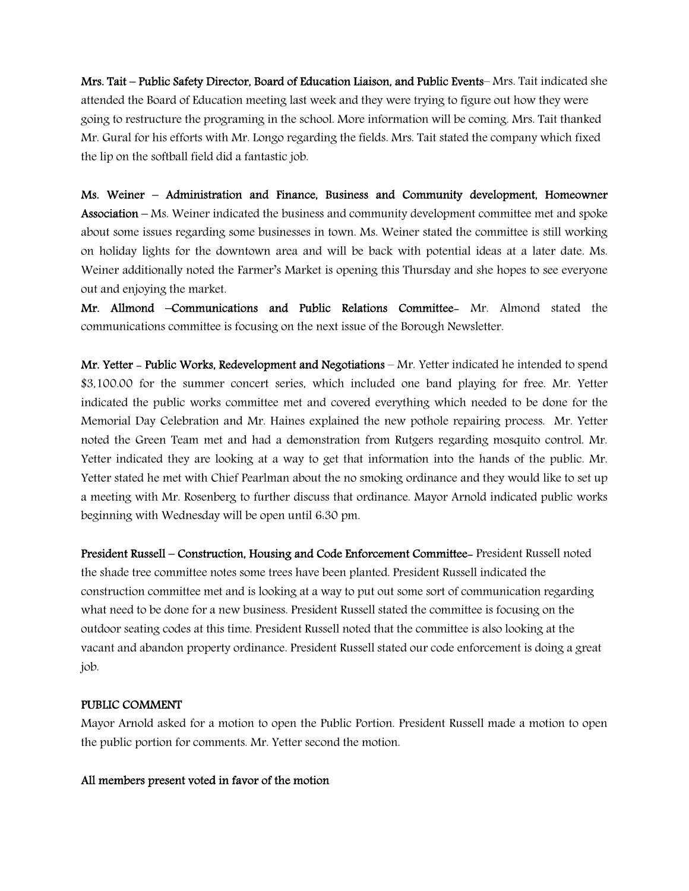**Mrs. Tait – Public Safety Director, Board of Education Liaison, and Public Events**– Mrs. Tait indicated she attended the Board of Education meeting last week and they were trying to figure out how they were going to restructure the programing in the school. More information will be coming. Mrs. Tait thanked Mr. Gural for his efforts with Mr. Longo regarding the fields. Mrs. Tait stated the company which fixed the lip on the softball field did a fantastic job.

**Ms. Weiner – Administration and Finance, Business and Community development, Homeowner Association** – Ms. Weiner indicated the business and community development committee met and spoke about some issues regarding some businesses in town. Ms. Weiner stated the committee is still working on holiday lights for the downtown area and will be back with potential ideas at a later date. Ms. Weiner additionally noted the Farmer's Market is opening this Thursday and she hopes to see everyone out and enjoying the market.

**Mr. Allmond –Communications and Public Relations Committee-** Mr. Almond stated the communications committee is focusing on the next issue of the Borough Newsletter.

**Mr. Yetter - Public Works, Redevelopment and Negotiations** – Mr. Yetter indicated he intended to spend $3,100.00 for the summer concert series, which included one band playing for free. Mr. Yetter indicated the public works committee met and covered everything which needed to be done for the Memorial Day Celebration and Mr. Haines explained the new pothole repairing process. Mr. Yetter noted the Green Team met and had a demonstration from Rutgers regarding mosquito control. Mr. Yetter indicated they are looking at a way to get that information into the hands of the public. Mr. Yetter stated he met with Chief Pearlman about the no smoking ordinance and they would like to set up a meeting with Mr. Rosenberg to further discuss that ordinance. Mayor Arnold indicated public works beginning with Wednesday will be open until 6:30 pm.

**President Russell – Construction, Housing and Code Enforcement Committee-** President Russell noted the shade tree committee notes some trees have been planted. President Russell indicated the construction committee met and is looking at a way to put out some sort of communication regarding what need to be done for a new business. President Russell stated the committee is focusing on the outdoor seating codes at this time. President Russell noted that the committee is also looking at the vacant and abandon property ordinance. President Russell stated our code enforcement is doing a great job.

**PUBLIC COMMENT**

Mayor Arnold asked for a motion to open the Public Portion. President Russell made a motion to open the public portion for comments. Mr. Yetter second the motion.

**All members present voted in favor of the motion**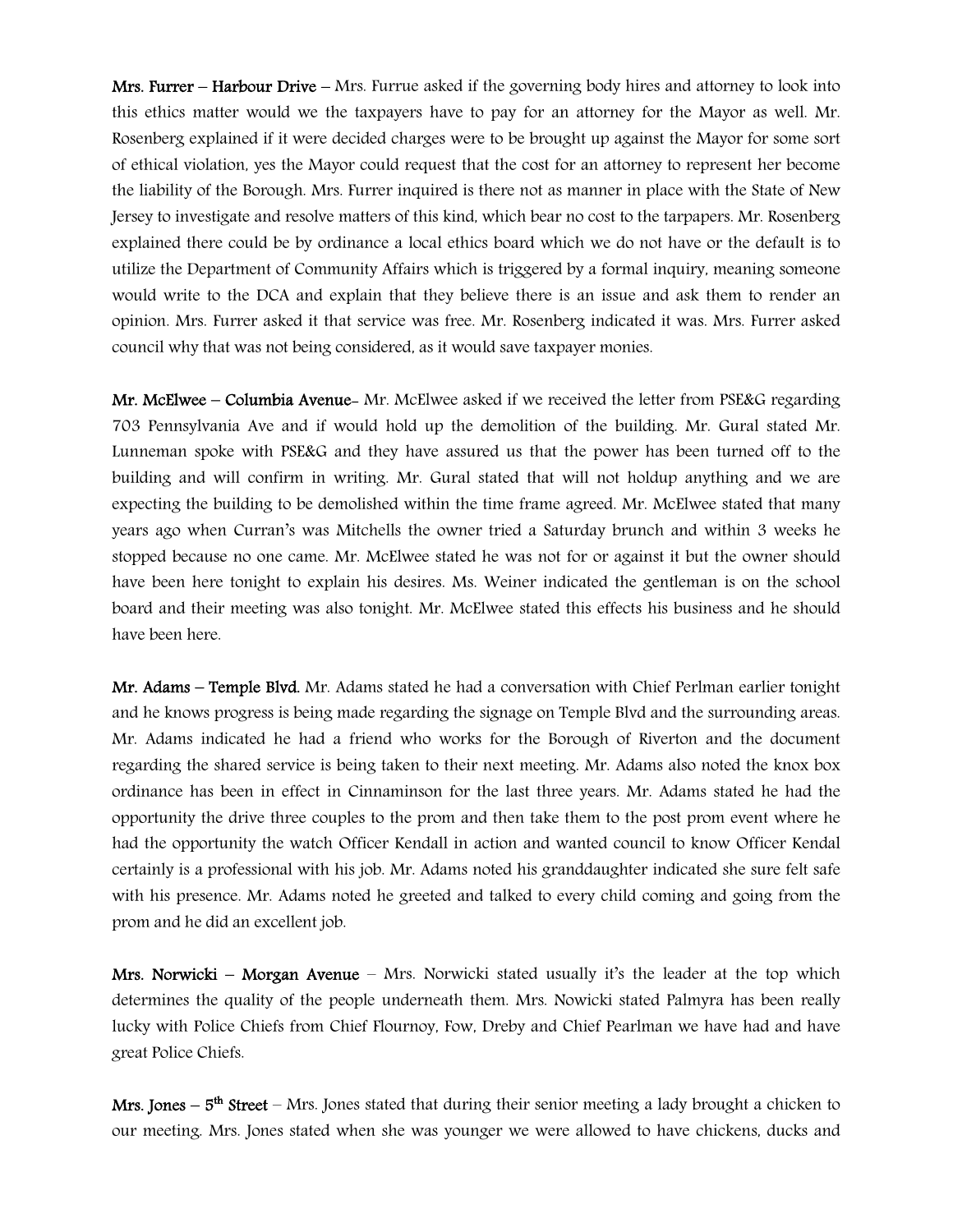**Mrs. Furrer – Harbour Drive** – Mrs. Furrue asked if the governing body hires and attorney to look into this ethics matter would we the taxpayers have to pay for an attorney for the Mayor as well. Mr. Rosenberg explained if it were decided charges were to be brought up against the Mayor for some sort of ethical violation, yes the Mayor could request that the cost for an attorney to represent her become the liability of the Borough. Mrs. Furrer inquired is there not as manner in place with the State of New Jersey to investigate and resolve matters of this kind, which bear no cost to the tarpapers. Mr. Rosenberg explained there could be by ordinance a local ethics board which we do not have or the default is to utilize the Department of Community Affairs which is triggered by a formal inquiry, meaning someone would write to the DCA and explain that they believe there is an issue and ask them to render an opinion. Mrs. Furrer asked it that service was free. Mr. Rosenberg indicated it was. Mrs. Furrer asked council why that was not being considered, as it would save taxpayer monies.

**Mr. McElwee – Columbia Avenue**- Mr. McElwee asked if we received the letter from PSE&G regarding 703 Pennsylvania Ave and if would hold up the demolition of the building. Mr. Gural stated Mr. Lunneman spoke with PSE&G and they have assured us that the power has been turned off to the building and will confirm in writing. Mr. Gural stated that will not holdup anything and we are expecting the building to be demolished within the time frame agreed. Mr. McElwee stated that many years ago when Curran's was Mitchells the owner tried a Saturday brunch and within 3 weeks he stopped because no one came. Mr. McElwee stated he was not for or against it but the owner should have been here tonight to explain his desires. Ms. Weiner indicated the gentleman is on the school board and their meeting was also tonight. Mr. McElwee stated this effects his business and he should have been here.

**Mr. Adams – Temple Blvd.** Mr. Adams stated he had a conversation with Chief Perlman earlier tonight and he knows progress is being made regarding the signage on Temple Blvd and the surrounding areas. Mr. Adams indicated he had a friend who works for the Borough of Riverton and the document regarding the shared service is being taken to their next meeting. Mr. Adams also noted the knox box ordinance has been in effect in Cinnaminson for the last three years. Mr. Adams stated he had the opportunity the drive three couples to the prom and then take them to the post prom event where he had the opportunity the watch Officer Kendall in action and wanted council to know Officer Kendal certainly is a professional with his job. Mr. Adams noted his granddaughter indicated she sure felt safe with his presence. Mr. Adams noted he greeted and talked to every child coming and going from the prom and he did an excellent job.

**Mrs. Norwicki – Morgan Avenue** – Mrs. Norwicki stated usually it's the leader at the top which determines the quality of the people underneath them. Mrs. Nowicki stated Palmyra has been really lucky with Police Chiefs from Chief Flournoy, Fow, Dreby and Chief Pearlman we have had and have great Police Chiefs.

**Mrs. Jones – 5th Street** – Mrs. Jones stated that during their senior meeting a lady brought a chicken to our meeting. Mrs. Jones stated when she was younger we were allowed to have chickens, ducks and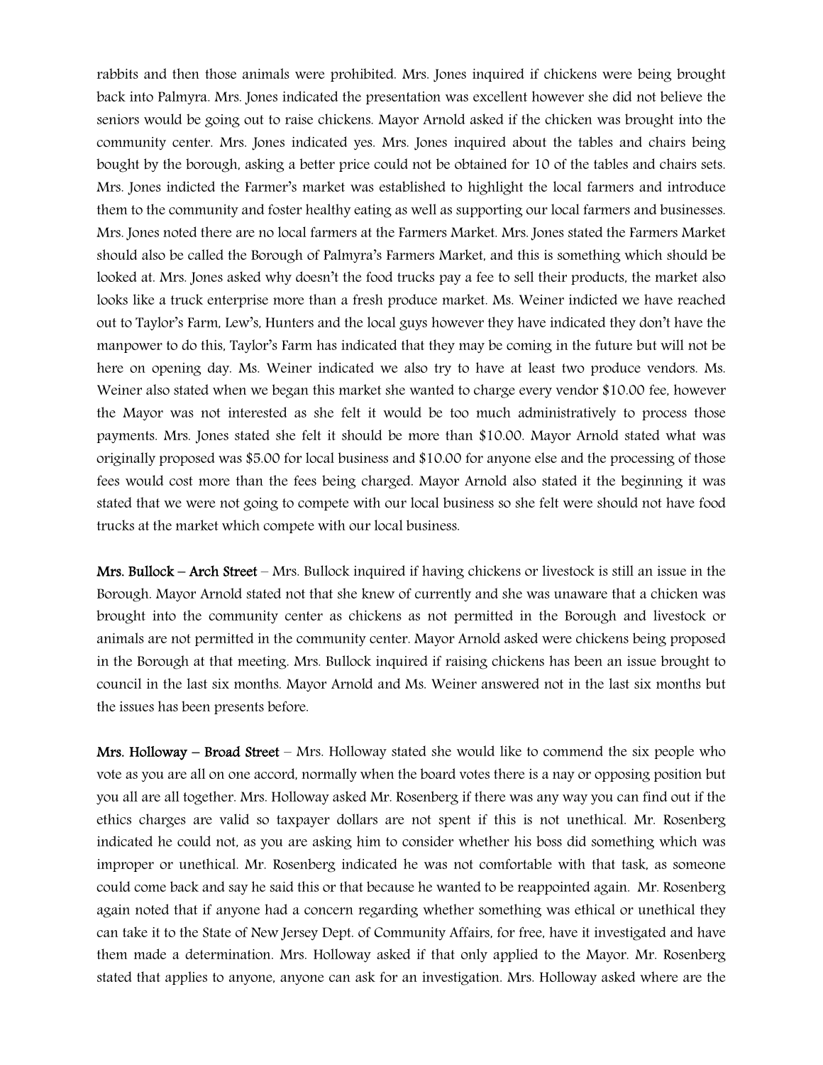rabbits and then those animals were prohibited. Mrs. Jones inquired if chickens were being brought back into Palmyra. Mrs. Jones indicated the presentation was excellent however she did not believe the seniors would be going out to raise chickens. Mayor Arnold asked if the chicken was brought into the community center. Mrs. Jones indicated yes. Mrs. Jones inquired about the tables and chairs being bought by the borough, asking a better price could not be obtained for 10 of the tables and chairs sets. Mrs. Jones indicted the Farmer's market was established to highlight the local farmers and introduce them to the community and foster healthy eating as well as supporting our local farmers and businesses. Mrs. Jones noted there are no local farmers at the Farmers Market. Mrs. Jones stated the Farmers Market should also be called the Borough of Palmyra's Farmers Market, and this is something which should be looked at. Mrs. Jones asked why doesn't the food trucks pay a fee to sell their products, the market also looks like a truck enterprise more than a fresh produce market. Ms. Weiner indicted we have reached out to Taylor's Farm, Lew's, Hunters and the local guys however they have indicated they don't have the manpower to do this, Taylor's Farm has indicated that they may be coming in the future but will not be here on opening day. Ms. Weiner indicated we also try to have at least two produce vendors. Ms. Weiner also stated when we began this market she wanted to charge every vendor $10.00 fee, however the Mayor was not interested as she felt it would be too much administratively to process those payments. Mrs. Jones stated she felt it should be more than $10.00. Mayor Arnold stated what was originally proposed was $5.00 for local business and $10.00 for anyone else and the processing of those fees would cost more than the fees being charged. Mayor Arnold also stated it the beginning it was stated that we were not going to compete with our local business so she felt were should not have food trucks at the market which compete with our local business.

**Mrs. Bullock – Arch Street** – Mrs. Bullock inquired if having chickens or livestock is still an issue in the Borough. Mayor Arnold stated not that she knew of currently and she was unaware that a chicken was brought into the community center as chickens as not permitted in the Borough and livestock or animals are not permitted in the community center. Mayor Arnold asked were chickens being proposed in the Borough at that meeting. Mrs. Bullock inquired if raising chickens has been an issue brought to council in the last six months. Mayor Arnold and Ms. Weiner answered not in the last six months but the issues has been presents before.

**Mrs. Holloway – Broad Street** – Mrs. Holloway stated she would like to commend the six people who vote as you are all on one accord, normally when the board votes there is a nay or opposing position but you all are all together. Mrs. Holloway asked Mr. Rosenberg if there was any way you can find out if the ethics charges are valid so taxpayer dollars are not spent if this is not unethical. Mr. Rosenberg indicated he could not, as you are asking him to consider whether his boss did something which was improper or unethical. Mr. Rosenberg indicated he was not comfortable with that task, as someone could come back and say he said this or that because he wanted to be reappointed again. Mr. Rosenberg again noted that if anyone had a concern regarding whether something was ethical or unethical they can take it to the State of New Jersey Dept. of Community Affairs, for free, have it investigated and have them made a determination. Mrs. Holloway asked if that only applied to the Mayor. Mr. Rosenberg stated that applies to anyone, anyone can ask for an investigation. Mrs. Holloway asked where are the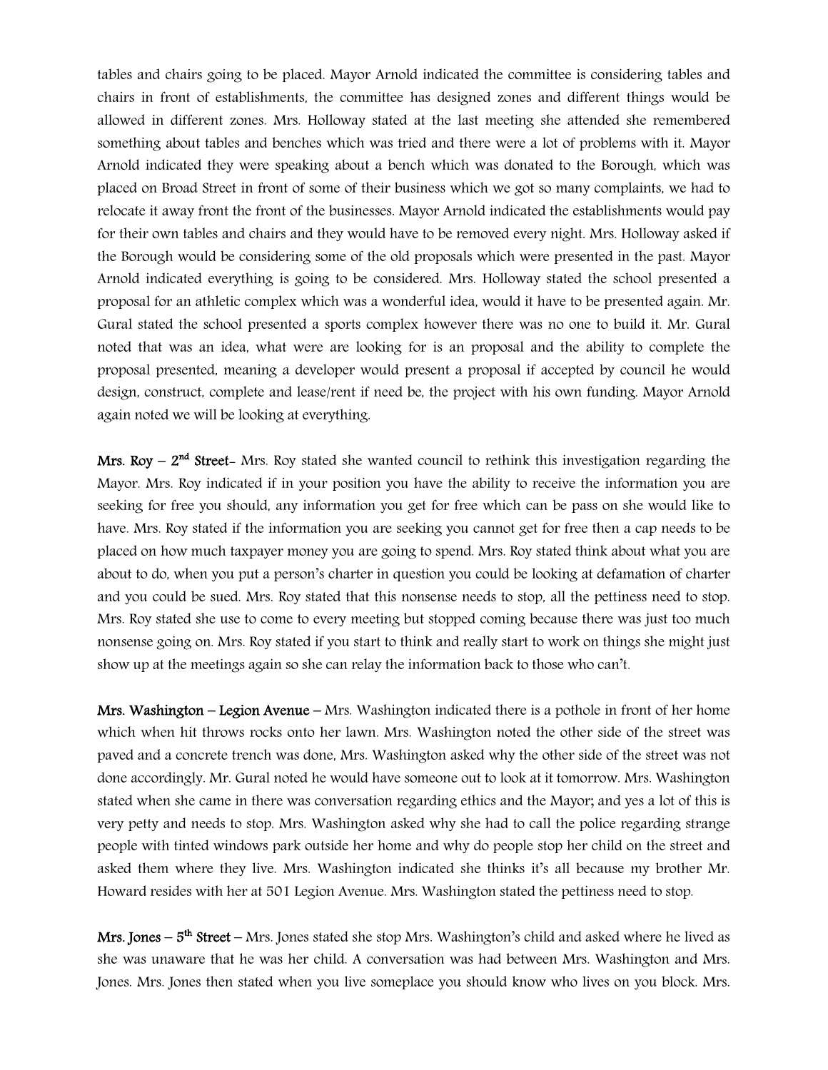tables and chairs going to be placed. Mayor Arnold indicated the committee is considering tables and chairs in front of establishments, the committee has designed zones and different things would be allowed in different zones. Mrs. Holloway stated at the last meeting she attended she remembered something about tables and benches which was tried and there were a lot of problems with it. Mayor Arnold indicated they were speaking about a bench which was donated to the Borough, which was placed on Broad Street in front of some of their business which we got so many complaints, we had to relocate it away front the front of the businesses. Mayor Arnold indicated the establishments would pay for their own tables and chairs and they would have to be removed every night. Mrs. Holloway asked if the Borough would be considering some of the old proposals which were presented in the past. Mayor Arnold indicated everything is going to be considered. Mrs. Holloway stated the school presented a proposal for an athletic complex which was a wonderful idea, would it have to be presented again. Mr. Gural stated the school presented a sports complex however there was no one to build it. Mr. Gural noted that was an idea, what were are looking for is an proposal and the ability to complete the proposal presented, meaning a developer would present a proposal if accepted by council he would design, construct, complete and lease/rent if need be, the project with his own funding. Mayor Arnold again noted we will be looking at everything.

**Mrs. Roy – 2nd Street**- Mrs. Roy stated she wanted council to rethink this investigation regarding the Mayor. Mrs. Roy indicated if in your position you have the ability to receive the information you are seeking for free you should, any information you get for free which can be pass on she would like to have. Mrs. Roy stated if the information you are seeking you cannot get for free then a cap needs to be placed on how much taxpayer money you are going to spend. Mrs. Roy stated think about what you are about to do, when you put a person's charter in question you could be looking at defamation of charter and you could be sued. Mrs. Roy stated that this nonsense needs to stop, all the pettiness need to stop. Mrs. Roy stated she use to come to every meeting but stopped coming because there was just too much nonsense going on. Mrs. Roy stated if you start to think and really start to work on things she might just show up at the meetings again so she can relay the information back to those who can't.

**Mrs. Washington – Legion Avenue** – Mrs. Washington indicated there is a pothole in front of her home which when hit throws rocks onto her lawn. Mrs. Washington noted the other side of the street was paved and a concrete trench was done, Mrs. Washington asked why the other side of the street was not done accordingly. Mr. Gural noted he would have someone out to look at it tomorrow. Mrs. Washington stated when she came in there was conversation regarding ethics and the Mayor; and yes a lot of this is very petty and needs to stop. Mrs. Washington asked why she had to call the police regarding strange people with tinted windows park outside her home and why do people stop her child on the street and asked them where they live. Mrs. Washington indicated she thinks it's all because my brother Mr. Howard resides with her at 501 Legion Avenue. Mrs. Washington stated the pettiness need to stop.

**Mrs. Jones – 5th Street** – Mrs. Jones stated she stop Mrs. Washington's child and asked where he lived as she was unaware that he was her child. A conversation was had between Mrs. Washington and Mrs. Jones. Mrs. Jones then stated when you live someplace you should know who lives on you block. Mrs.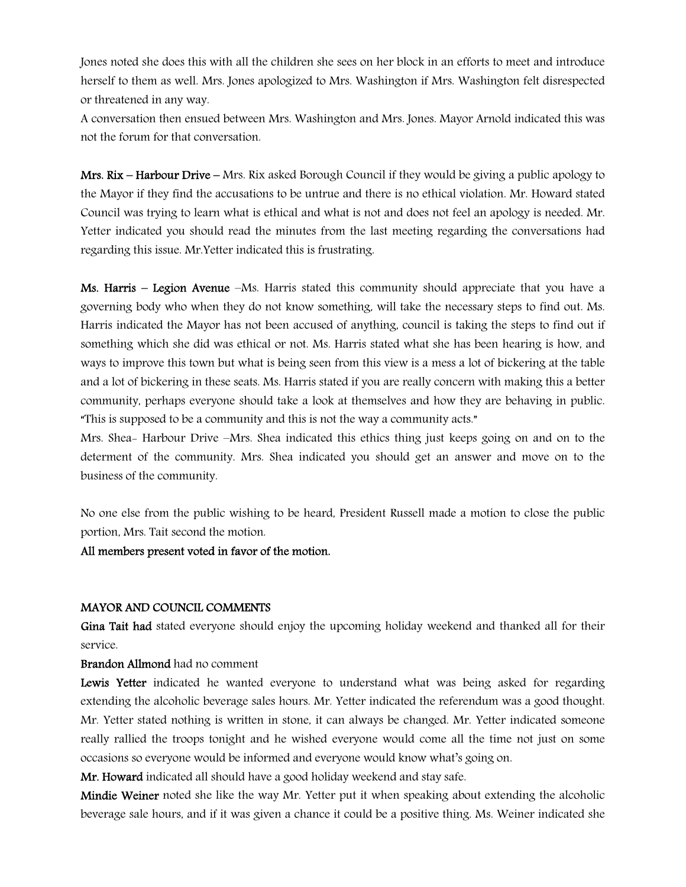Jones noted she does this with all the children she sees on her block in an efforts to meet and introduce herself to them as well. Mrs. Jones apologized to Mrs. Washington if Mrs. Washington felt disrespected or threatened in any way.

A conversation then ensued between Mrs. Washington and Mrs. Jones. Mayor Arnold indicated this was not the forum for that conversation.

**Mrs. Rix – Harbour Drive –** Mrs. Rix asked Borough Council if they would be giving a public apology to the Mayor if they find the accusations to be untrue and there is no ethical violation. Mr. Howard stated Council was trying to learn what is ethical and what is not and does not feel an apology is needed. Mr. Yetter indicated you should read the minutes from the last meeting regarding the conversations had regarding this issue. Mr.Yetter indicated this is frustrating.

**Ms. Harris – Legion Avenue** –Ms. Harris stated this community should appreciate that you have a governing body who when they do not know something, will take the necessary steps to find out. Ms. Harris indicated the Mayor has not been accused of anything, council is taking the steps to find out if something which she did was ethical or not. Ms. Harris stated what she has been hearing is how, and ways to improve this town but what is being seen from this view is a mess a lot of bickering at the table and a lot of bickering in these seats. Ms. Harris stated if you are really concern with making this a better community, perhaps everyone should take a look at themselves and how they are behaving in public. "This is supposed to be a community and this is not the way a community acts."

Mrs. Shea- Harbour Drive –Mrs. Shea indicated this ethics thing just keeps going on and on to the determent of the community. Mrs. Shea indicated you should get an answer and move on to the business of the community.

No one else from the public wishing to be heard, President Russell made a motion to close the public portion, Mrs. Tait second the motion.

**All members present voted in favor of the motion.**

**MAYOR AND COUNCIL COMMENTS**

**Gina Tait had** stated everyone should enjoy the upcoming holiday weekend and thanked all for their service.

**Brandon Allmond** had no comment

**Lewis Yetter** indicated he wanted everyone to understand what was being asked for regarding extending the alcoholic beverage sales hours. Mr. Yetter indicated the referendum was a good thought. Mr. Yetter stated nothing is written in stone, it can always be changed. Mr. Yetter indicated someone really rallied the troops tonight and he wished everyone would come all the time not just on some occasions so everyone would be informed and everyone would know what's going on.

**Mr. Howard** indicated all should have a good holiday weekend and stay safe.

**Mindie Weiner** noted she like the way Mr. Yetter put it when speaking about extending the alcoholic beverage sale hours, and if it was given a chance it could be a positive thing. Ms. Weiner indicated she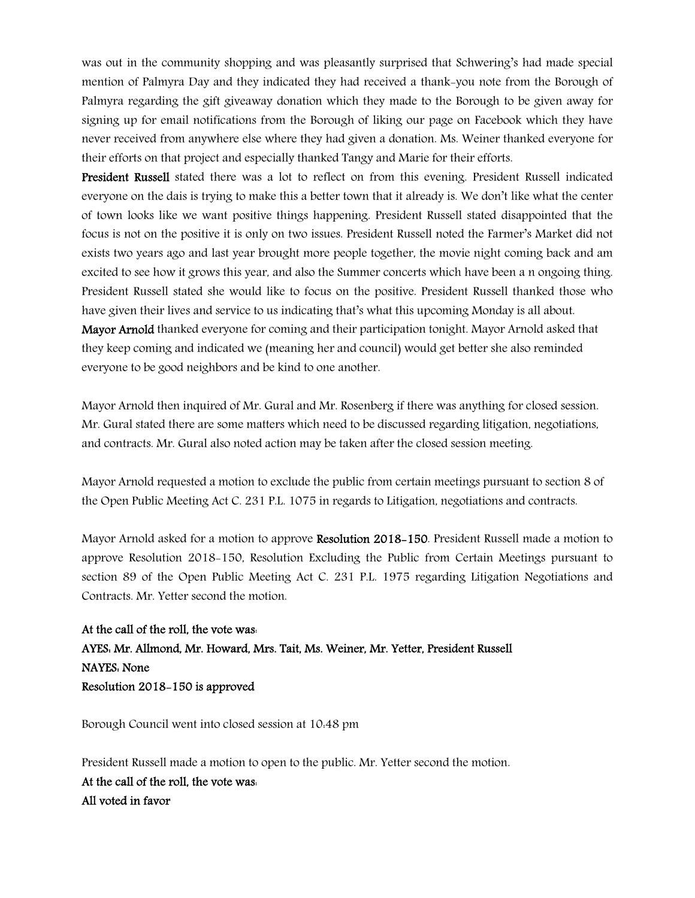was out in the community shopping and was pleasantly surprised that Schwering's had made special mention of Palmyra Day and they indicated they had received a thank-you note from the Borough of Palmyra regarding the gift giveaway donation which they made to the Borough to be given away for signing up for email notifications from the Borough of liking our page on Facebook which they have never received from anywhere else where they had given a donation. Ms. Weiner thanked everyone for their efforts on that project and especially thanked Tangy and Marie for their efforts.

**President Russell** stated there was a lot to reflect on from this evening. President Russell indicated everyone on the dais is trying to make this a better town that it already is. We don't like what the center of town looks like we want positive things happening. President Russell stated disappointed that the focus is not on the positive it is only on two issues. President Russell noted the Farmer's Market did not exists two years ago and last year brought more people together, the movie night coming back and am excited to see how it grows this year, and also the Summer concerts which have been a n ongoing thing. President Russell stated she would like to focus on the positive. President Russell thanked those who have given their lives and service to us indicating that's what this upcoming Monday is all about.

**Mayor Arnold** thanked everyone for coming and their participation tonight. Mayor Arnold asked that they keep coming and indicated we (meaning her and council) would get better she also reminded everyone to be good neighbors and be kind to one another.

Mayor Arnold then inquired of Mr. Gural and Mr. Rosenberg if there was anything for closed session. Mr. Gural stated there are some matters which need to be discussed regarding litigation, negotiations, and contracts. Mr. Gural also noted action may be taken after the closed session meeting.

Mayor Arnold requested a motion to exclude the public from certain meetings pursuant to section 8 of the Open Public Meeting Act C. 231 P.L. 1075 in regards to Litigation, negotiations and contracts.

Mayor Arnold asked for a motion to approve **Resolution 2018-150**. President Russell made a motion to approve Resolution 2018-150, Resolution Excluding the Public from Certain Meetings pursuant to section 89 of the Open Public Meeting Act C. 231 P.L. 1975 regarding Litigation Negotiations and Contracts. Mr. Yetter second the motion.

**At the call of the roll, the vote was:**
**AYES: Mr. Allmond, Mr. Howard, Mrs. Tait, Ms. Weiner, Mr. Yetter, President Russell**
**NAYES: None**
**Resolution 2018-150 is approved**

Borough Council went into closed session at 10:48 pm

President Russell made a motion to open to the public. Mr. Yetter second the motion.
**At the call of the roll, the vote was:**
**All voted in favor**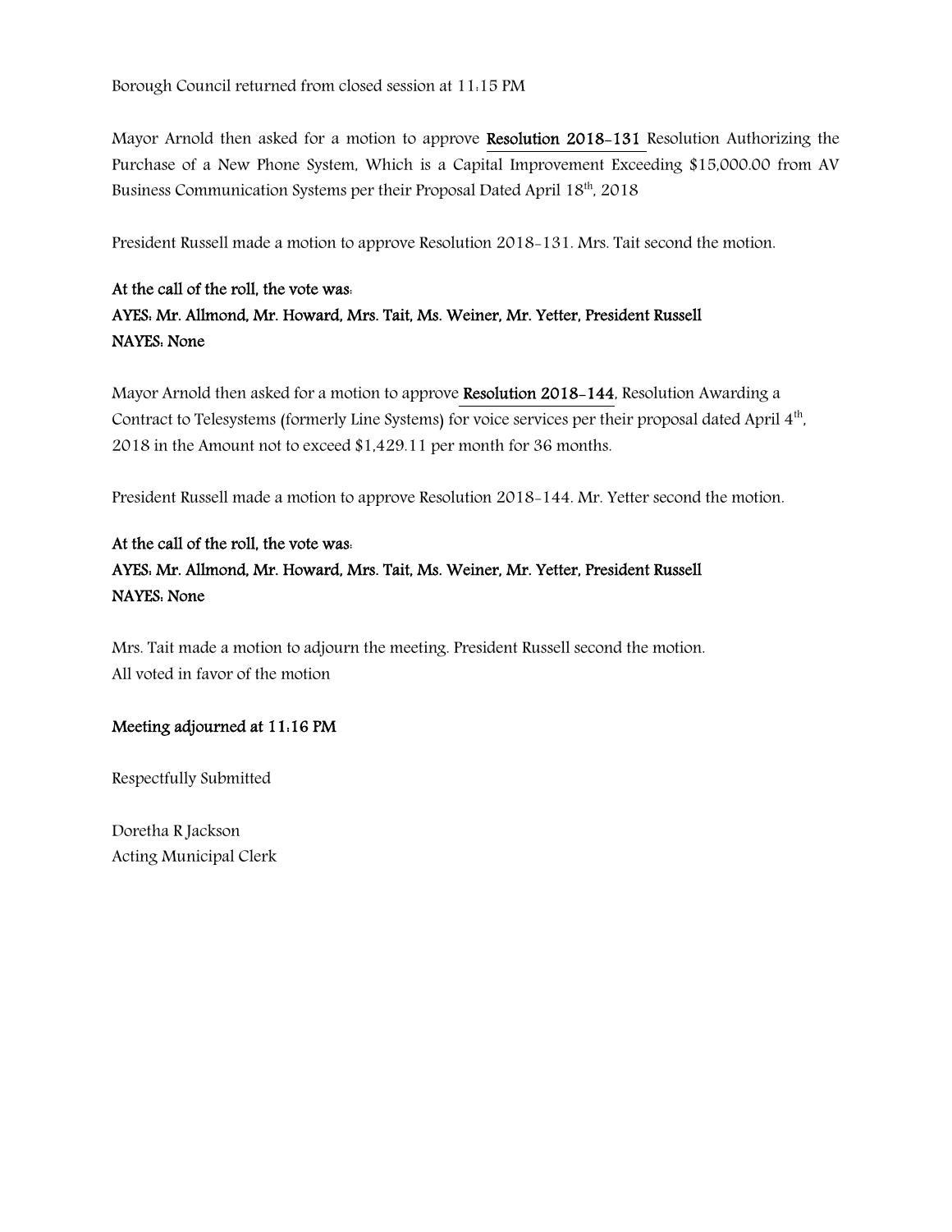Borough Council returned from closed session at 11:15 PM

Mayor Arnold then asked for a motion to approve **Resolution 2018-131** Resolution Authorizing the Purchase of a New Phone System, Which is a Capital Improvement Exceeding $15,000.00 from AV Business Communication Systems per their Proposal Dated April 18th, 2018

President Russell made a motion to approve Resolution 2018-131. Mrs. Tait second the motion.

**At the call of the roll, the vote was:**
**AYES: Mr. Allmond, Mr. Howard, Mrs. Tait, Ms. Weiner, Mr. Yetter, President Russell**
**NAYES: None**

Mayor Arnold then asked for a motion to approve **Resolution 2018-144**, Resolution Awarding a Contract to Telesystems (formerly Line Systems) for voice services per their proposal dated April 4th, 2018 in the Amount not to exceed $1,429.11 per month for 36 months.

President Russell made a motion to approve Resolution 2018-144. Mr. Yetter second the motion.

**At the call of the roll, the vote was:**
**AYES: Mr. Allmond, Mr. Howard, Mrs. Tait, Ms. Weiner, Mr. Yetter, President Russell**
**NAYES: None**

Mrs. Tait made a motion to adjourn the meeting. President Russell second the motion.
All voted in favor of the motion

**Meeting adjourned at 11:16 PM**

Respectfully Submitted

Doretha R Jackson
Acting Municipal Clerk